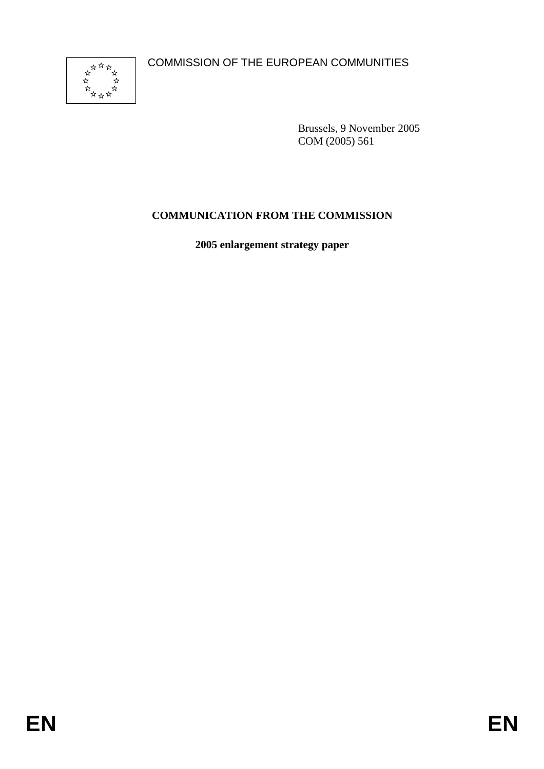COMMISSION OF THE EUROPEAN COMMUNITIES

Brussels, 9 November 2005
COM (2005) 561

**COMMUNICATION FROM THE COMMISSION**

**2005 enlargement strategy paper**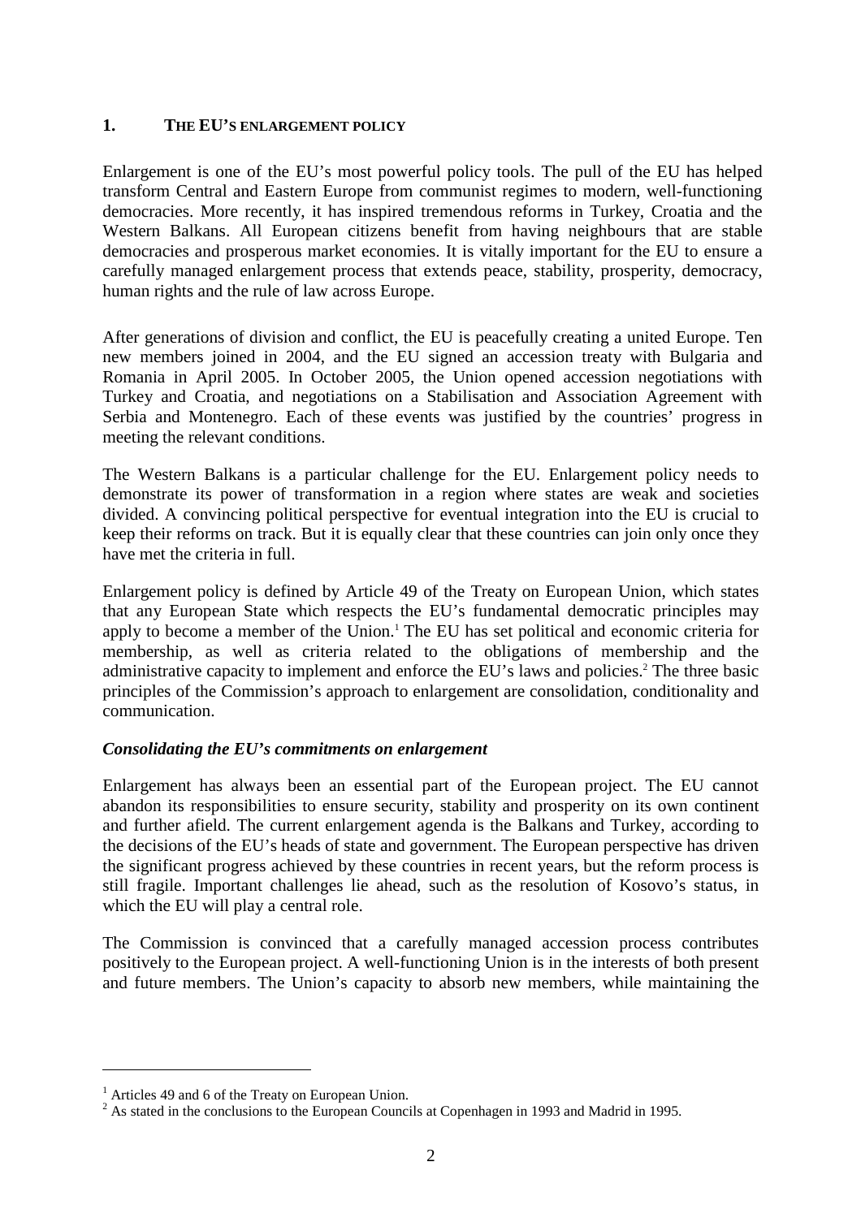## 1. THE EU'S ENLARGEMENT POLICY

Enlargement is one of the EU's most powerful policy tools. The pull of the EU has helped transform Central and Eastern Europe from communist regimes to modern, well-functioning democracies. More recently, it has inspired tremendous reforms in Turkey, Croatia and the Western Balkans. All European citizens benefit from having neighbours that are stable democracies and prosperous market economies. It is vitally important for the EU to ensure a carefully managed enlargement process that extends peace, stability, prosperity, democracy, human rights and the rule of law across Europe.

After generations of division and conflict, the EU is peacefully creating a united Europe. Ten new members joined in 2004, and the EU signed an accession treaty with Bulgaria and Romania in April 2005. In October 2005, the Union opened accession negotiations with Turkey and Croatia, and negotiations on a Stabilisation and Association Agreement with Serbia and Montenegro. Each of these events was justified by the countries' progress in meeting the relevant conditions.

The Western Balkans is a particular challenge for the EU. Enlargement policy needs to demonstrate its power of transformation in a region where states are weak and societies divided. A convincing political perspective for eventual integration into the EU is crucial to keep their reforms on track. But it is equally clear that these countries can join only once they have met the criteria in full.

Enlargement policy is defined by Article 49 of the Treaty on European Union, which states that any European State which respects the EU's fundamental democratic principles may apply to become a member of the Union.[1] The EU has set political and economic criteria for membership, as well as criteria related to the obligations of membership and the administrative capacity to implement and enforce the EU's laws and policies.[2] The three basic principles of the Commission's approach to enlargement are consolidation, conditionality and communication.

### *Consolidating the EU's commitments on enlargement*

Enlargement has always been an essential part of the European project. The EU cannot abandon its responsibilities to ensure security, stability and prosperity on its own continent and further afield. The current enlargement agenda is the Balkans and Turkey, according to the decisions of the EU's heads of state and government. The European perspective has driven the significant progress achieved by these countries in recent years, but the reform process is still fragile. Important challenges lie ahead, such as the resolution of Kosovo's status, in which the EU will play a central role.

The Commission is convinced that a carefully managed accession process contributes positively to the European project. A well-functioning Union is in the interests of both present and future members. The Union's capacity to absorb new members, while maintaining the

---

[1] Articles 49 and 6 of the Treaty on European Union.

[2] As stated in the conclusions to the European Councils at Copenhagen in 1993 and Madrid in 1995.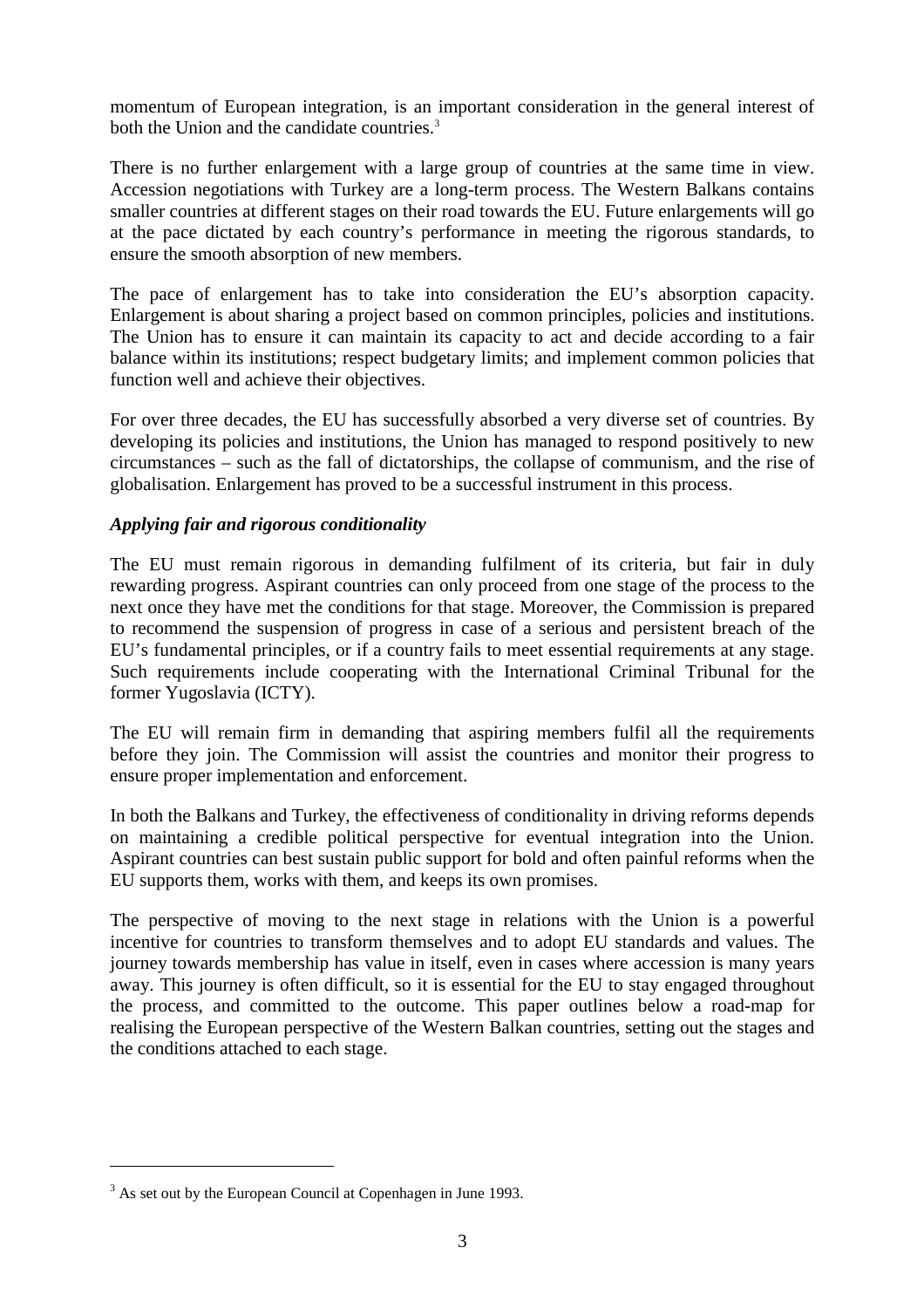momentum of European integration, is an important consideration in the general interest of both the Union and the candidate countries.[3]

There is no further enlargement with a large group of countries at the same time in view. Accession negotiations with Turkey are a long-term process. The Western Balkans contains smaller countries at different stages on their road towards the EU. Future enlargements will go at the pace dictated by each country's performance in meeting the rigorous standards, to ensure the smooth absorption of new members.

The pace of enlargement has to take into consideration the EU's absorption capacity. Enlargement is about sharing a project based on common principles, policies and institutions. The Union has to ensure it can maintain its capacity to act and decide according to a fair balance within its institutions; respect budgetary limits; and implement common policies that function well and achieve their objectives.

For over three decades, the EU has successfully absorbed a very diverse set of countries. By developing its policies and institutions, the Union has managed to respond positively to new circumstances – such as the fall of dictatorships, the collapse of communism, and the rise of globalisation. Enlargement has proved to be a successful instrument in this process.

***Applying fair and rigorous conditionality***

The EU must remain rigorous in demanding fulfilment of its criteria, but fair in duly rewarding progress. Aspirant countries can only proceed from one stage of the process to the next once they have met the conditions for that stage. Moreover, the Commission is prepared to recommend the suspension of progress in case of a serious and persistent breach of the EU's fundamental principles, or if a country fails to meet essential requirements at any stage. Such requirements include cooperating with the International Criminal Tribunal for the former Yugoslavia (ICTY).

The EU will remain firm in demanding that aspiring members fulfil all the requirements before they join. The Commission will assist the countries and monitor their progress to ensure proper implementation and enforcement.

In both the Balkans and Turkey, the effectiveness of conditionality in driving reforms depends on maintaining a credible political perspective for eventual integration into the Union. Aspirant countries can best sustain public support for bold and often painful reforms when the EU supports them, works with them, and keeps its own promises.

The perspective of moving to the next stage in relations with the Union is a powerful incentive for countries to transform themselves and to adopt EU standards and values. The journey towards membership has value in itself, even in cases where accession is many years away. This journey is often difficult, so it is essential for the EU to stay engaged throughout the process, and committed to the outcome. This paper outlines below a road-map for realising the European perspective of the Western Balkan countries, setting out the stages and the conditions attached to each stage.

---

[3] As set out by the European Council at Copenhagen in June 1993.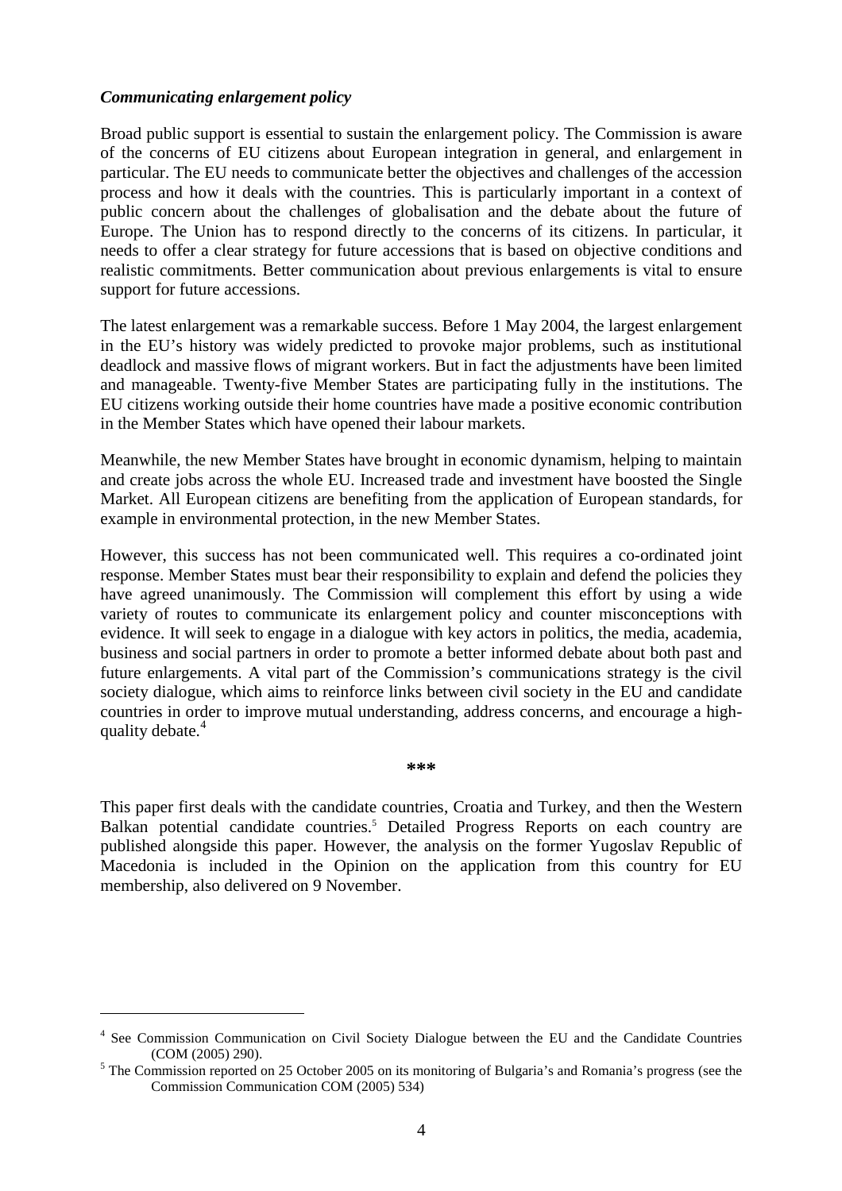***Communicating enlargement policy***

Broad public support is essential to sustain the enlargement policy. The Commission is aware of the concerns of EU citizens about European integration in general, and enlargement in particular. The EU needs to communicate better the objectives and challenges of the accession process and how it deals with the countries. This is particularly important in a context of public concern about the challenges of globalisation and the debate about the future of Europe. The Union has to respond directly to the concerns of its citizens. In particular, it needs to offer a clear strategy for future accessions that is based on objective conditions and realistic commitments. Better communication about previous enlargements is vital to ensure support for future accessions.

The latest enlargement was a remarkable success. Before 1 May 2004, the largest enlargement in the EU's history was widely predicted to provoke major problems, such as institutional deadlock and massive flows of migrant workers. But in fact the adjustments have been limited and manageable. Twenty-five Member States are participating fully in the institutions. The EU citizens working outside their home countries have made a positive economic contribution in the Member States which have opened their labour markets.

Meanwhile, the new Member States have brought in economic dynamism, helping to maintain and create jobs across the whole EU. Increased trade and investment have boosted the Single Market. All European citizens are benefiting from the application of European standards, for example in environmental protection, in the new Member States.

However, this success has not been communicated well. This requires a co-ordinated joint response. Member States must bear their responsibility to explain and defend the policies they have agreed unanimously. The Commission will complement this effort by using a wide variety of routes to communicate its enlargement policy and counter misconceptions with evidence. It will seek to engage in a dialogue with key actors in politics, the media, academia, business and social partners in order to promote a better informed debate about both past and future enlargements. A vital part of the Commission's communications strategy is the civil society dialogue, which aims to reinforce links between civil society in the EU and candidate countries in order to improve mutual understanding, address concerns, and encourage a high-quality debate.[4]

***

This paper first deals with the candidate countries, Croatia and Turkey, and then the Western Balkan potential candidate countries.[5] Detailed Progress Reports on each country are published alongside this paper. However, the analysis on the former Yugoslav Republic of Macedonia is included in the Opinion on the application from this country for EU membership, also delivered on 9 November.

---

[4] See Commission Communication on Civil Society Dialogue between the EU and the Candidate Countries (COM (2005) 290).

[5] The Commission reported on 25 October 2005 on its monitoring of Bulgaria's and Romania's progress (see the Commission Communication COM (2005) 534)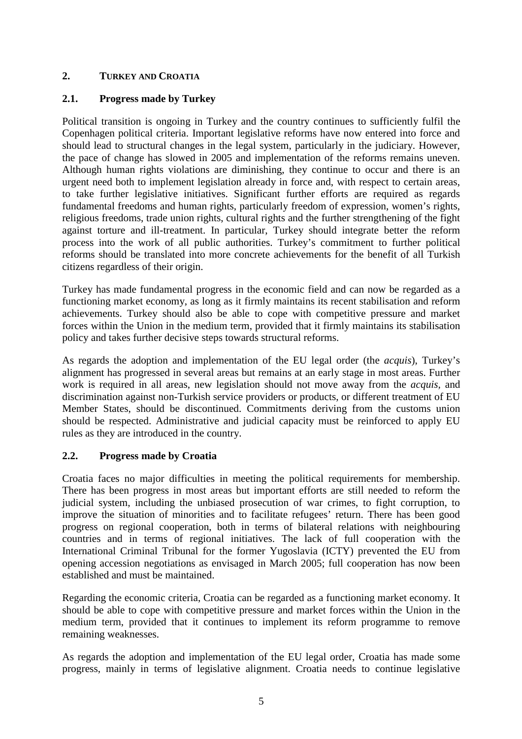## 2. TURKEY AND CROATIA

### 2.1. Progress made by Turkey

Political transition is ongoing in Turkey and the country continues to sufficiently fulfil the Copenhagen political criteria. Important legislative reforms have now entered into force and should lead to structural changes in the legal system, particularly in the judiciary. However, the pace of change has slowed in 2005 and implementation of the reforms remains uneven. Although human rights violations are diminishing, they continue to occur and there is an urgent need both to implement legislation already in force and, with respect to certain areas, to take further legislative initiatives. Significant further efforts are required as regards fundamental freedoms and human rights, particularly freedom of expression, women's rights, religious freedoms, trade union rights, cultural rights and the further strengthening of the fight against torture and ill-treatment. In particular, Turkey should integrate better the reform process into the work of all public authorities. Turkey's commitment to further political reforms should be translated into more concrete achievements for the benefit of all Turkish citizens regardless of their origin.

Turkey has made fundamental progress in the economic field and can now be regarded as a functioning market economy, as long as it firmly maintains its recent stabilisation and reform achievements. Turkey should also be able to cope with competitive pressure and market forces within the Union in the medium term, provided that it firmly maintains its stabilisation policy and takes further decisive steps towards structural reforms.

As regards the adoption and implementation of the EU legal order (the *acquis*), Turkey's alignment has progressed in several areas but remains at an early stage in most areas. Further work is required in all areas, new legislation should not move away from the *acquis,* and discrimination against non-Turkish service providers or products, or different treatment of EU Member States, should be discontinued. Commitments deriving from the customs union should be respected. Administrative and judicial capacity must be reinforced to apply EU rules as they are introduced in the country.

### 2.2. Progress made by Croatia

Croatia faces no major difficulties in meeting the political requirements for membership. There has been progress in most areas but important efforts are still needed to reform the judicial system, including the unbiased prosecution of war crimes, to fight corruption, to improve the situation of minorities and to facilitate refugees' return. There has been good progress on regional cooperation, both in terms of bilateral relations with neighbouring countries and in terms of regional initiatives. The lack of full cooperation with the International Criminal Tribunal for the former Yugoslavia (ICTY) prevented the EU from opening accession negotiations as envisaged in March 2005; full cooperation has now been established and must be maintained.

Regarding the economic criteria, Croatia can be regarded as a functioning market economy. It should be able to cope with competitive pressure and market forces within the Union in the medium term, provided that it continues to implement its reform programme to remove remaining weaknesses.

As regards the adoption and implementation of the EU legal order, Croatia has made some progress, mainly in terms of legislative alignment. Croatia needs to continue legislative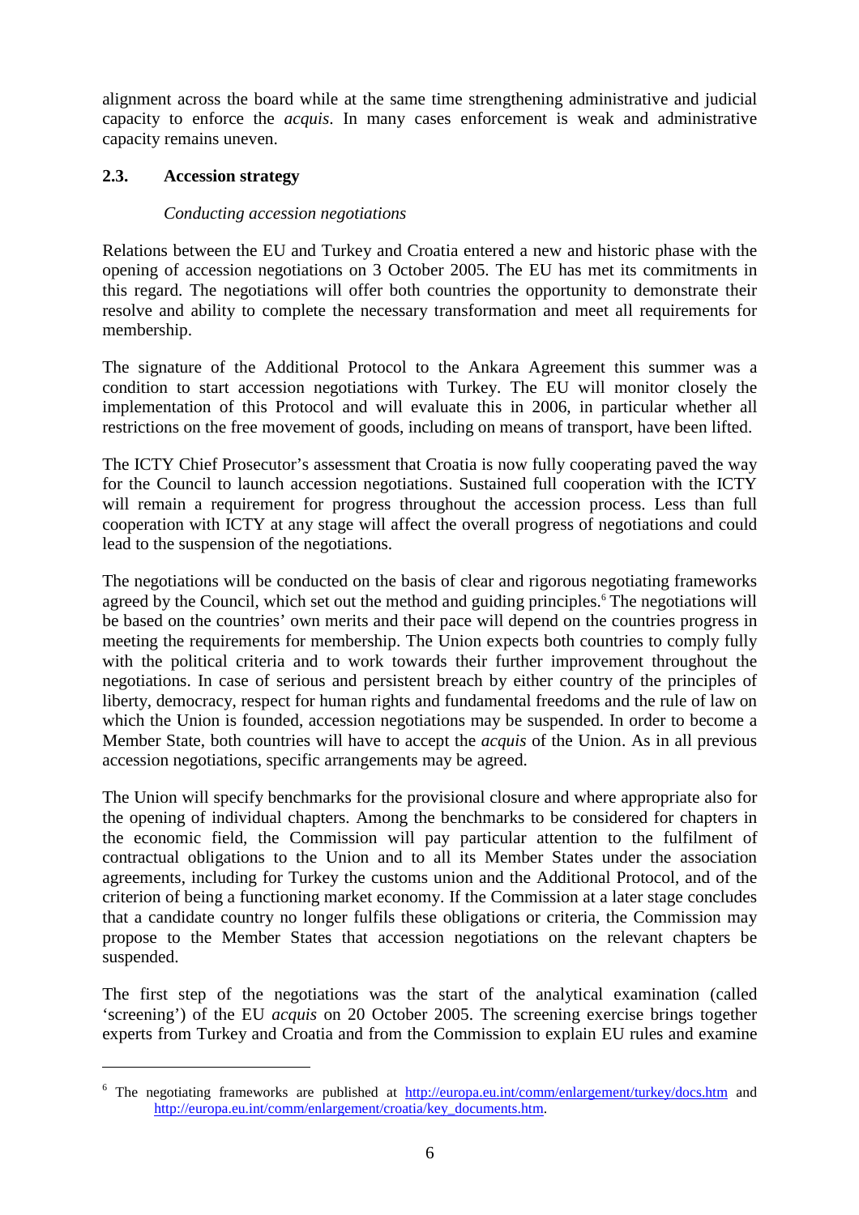alignment across the board while at the same time strengthening administrative and judicial capacity to enforce the *acquis*. In many cases enforcement is weak and administrative capacity remains uneven.

### 2.3. Accession strategy

*Conducting accession negotiations*

Relations between the EU and Turkey and Croatia entered a new and historic phase with the opening of accession negotiations on 3 October 2005. The EU has met its commitments in this regard. The negotiations will offer both countries the opportunity to demonstrate their resolve and ability to complete the necessary transformation and meet all requirements for membership.

The signature of the Additional Protocol to the Ankara Agreement this summer was a condition to start accession negotiations with Turkey. The EU will monitor closely the implementation of this Protocol and will evaluate this in 2006, in particular whether all restrictions on the free movement of goods, including on means of transport, have been lifted.

The ICTY Chief Prosecutor's assessment that Croatia is now fully cooperating paved the way for the Council to launch accession negotiations. Sustained full cooperation with the ICTY will remain a requirement for progress throughout the accession process. Less than full cooperation with ICTY at any stage will affect the overall progress of negotiations and could lead to the suspension of the negotiations.

The negotiations will be conducted on the basis of clear and rigorous negotiating frameworks agreed by the Council, which set out the method and guiding principles.[6] The negotiations will be based on the countries' own merits and their pace will depend on the countries progress in meeting the requirements for membership. The Union expects both countries to comply fully with the political criteria and to work towards their further improvement throughout the negotiations. In case of serious and persistent breach by either country of the principles of liberty, democracy, respect for human rights and fundamental freedoms and the rule of law on which the Union is founded, accession negotiations may be suspended. In order to become a Member State, both countries will have to accept the *acquis* of the Union. As in all previous accession negotiations, specific arrangements may be agreed.

The Union will specify benchmarks for the provisional closure and where appropriate also for the opening of individual chapters. Among the benchmarks to be considered for chapters in the economic field, the Commission will pay particular attention to the fulfilment of contractual obligations to the Union and to all its Member States under the association agreements, including for Turkey the customs union and the Additional Protocol, and of the criterion of being a functioning market economy. If the Commission at a later stage concludes that a candidate country no longer fulfils these obligations or criteria, the Commission may propose to the Member States that accession negotiations on the relevant chapters be suspended.

The first step of the negotiations was the start of the analytical examination (called 'screening') of the EU *acquis* on 20 October 2005. The screening exercise brings together experts from Turkey and Croatia and from the Commission to explain EU rules and examine

---

[6] The negotiating frameworks are published at http://europa.eu.int/comm/enlargement/turkey/docs.htm and http://europa.eu.int/comm/enlargement/croatia/key_documents.htm.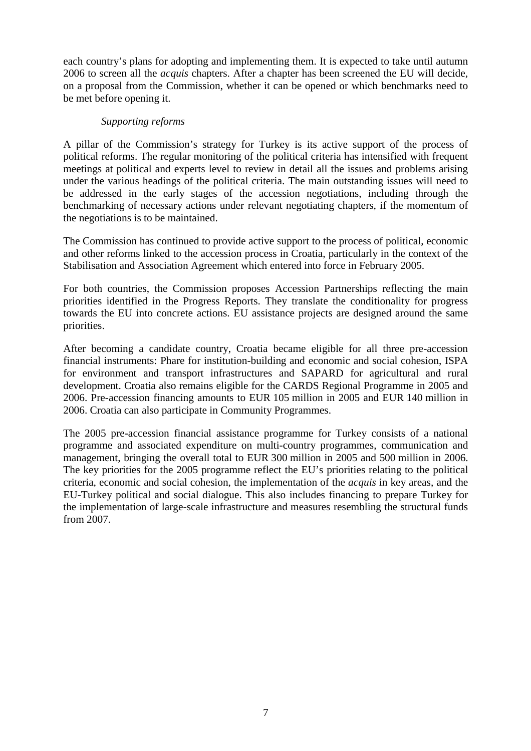each country's plans for adopting and implementing them. It is expected to take until autumn 2006 to screen all the *acquis* chapters. After a chapter has been screened the EU will decide, on a proposal from the Commission, whether it can be opened or which benchmarks need to be met before opening it.

*Supporting reforms*

A pillar of the Commission's strategy for Turkey is its active support of the process of political reforms. The regular monitoring of the political criteria has intensified with frequent meetings at political and experts level to review in detail all the issues and problems arising under the various headings of the political criteria. The main outstanding issues will need to be addressed in the early stages of the accession negotiations, including through the benchmarking of necessary actions under relevant negotiating chapters, if the momentum of the negotiations is to be maintained.

The Commission has continued to provide active support to the process of political, economic and other reforms linked to the accession process in Croatia, particularly in the context of the Stabilisation and Association Agreement which entered into force in February 2005.

For both countries, the Commission proposes Accession Partnerships reflecting the main priorities identified in the Progress Reports. They translate the conditionality for progress towards the EU into concrete actions. EU assistance projects are designed around the same priorities.

After becoming a candidate country, Croatia became eligible for all three pre-accession financial instruments: Phare for institution-building and economic and social cohesion, ISPA for environment and transport infrastructures and SAPARD for agricultural and rural development. Croatia also remains eligible for the CARDS Regional Programme in 2005 and 2006. Pre-accession financing amounts to EUR 105 million in 2005 and EUR 140 million in 2006. Croatia can also participate in Community Programmes.

The 2005 pre-accession financial assistance programme for Turkey consists of a national programme and associated expenditure on multi-country programmes, communication and management, bringing the overall total to EUR 300 million in 2005 and 500 million in 2006. The key priorities for the 2005 programme reflect the EU's priorities relating to the political criteria, economic and social cohesion, the implementation of the *acquis* in key areas, and the EU-Turkey political and social dialogue. This also includes financing to prepare Turkey for the implementation of large-scale infrastructure and measures resembling the structural funds from 2007.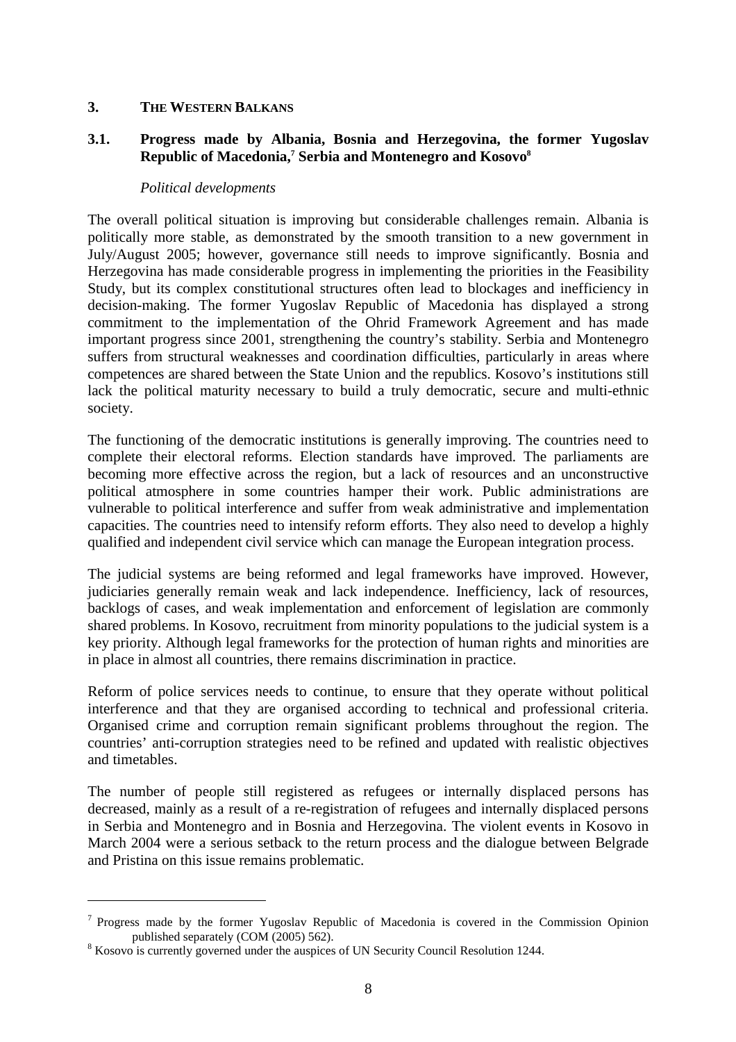## 3. THE WESTERN BALKANS

### 3.1. Progress made by Albania, Bosnia and Herzegovina, the former Yugoslav Republic of Macedonia,[7] Serbia and Montenegro and Kosovo[8]

*Political developments*

The overall political situation is improving but considerable challenges remain. Albania is politically more stable, as demonstrated by the smooth transition to a new government in July/August 2005; however, governance still needs to improve significantly. Bosnia and Herzegovina has made considerable progress in implementing the priorities in the Feasibility Study, but its complex constitutional structures often lead to blockages and inefficiency in decision-making. The former Yugoslav Republic of Macedonia has displayed a strong commitment to the implementation of the Ohrid Framework Agreement and has made important progress since 2001, strengthening the country's stability. Serbia and Montenegro suffers from structural weaknesses and coordination difficulties, particularly in areas where competences are shared between the State Union and the republics. Kosovo's institutions still lack the political maturity necessary to build a truly democratic, secure and multi-ethnic society.

The functioning of the democratic institutions is generally improving. The countries need to complete their electoral reforms. Election standards have improved. The parliaments are becoming more effective across the region, but a lack of resources and an unconstructive political atmosphere in some countries hamper their work. Public administrations are vulnerable to political interference and suffer from weak administrative and implementation capacities. The countries need to intensify reform efforts. They also need to develop a highly qualified and independent civil service which can manage the European integration process.

The judicial systems are being reformed and legal frameworks have improved. However, judiciaries generally remain weak and lack independence. Inefficiency, lack of resources, backlogs of cases, and weak implementation and enforcement of legislation are commonly shared problems. In Kosovo, recruitment from minority populations to the judicial system is a key priority. Although legal frameworks for the protection of human rights and minorities are in place in almost all countries, there remains discrimination in practice.

Reform of police services needs to continue, to ensure that they operate without political interference and that they are organised according to technical and professional criteria. Organised crime and corruption remain significant problems throughout the region. The countries' anti-corruption strategies need to be refined and updated with realistic objectives and timetables.

The number of people still registered as refugees or internally displaced persons has decreased, mainly as a result of a re-registration of refugees and internally displaced persons in Serbia and Montenegro and in Bosnia and Herzegovina. The violent events in Kosovo in March 2004 were a serious setback to the return process and the dialogue between Belgrade and Pristina on this issue remains problematic.

---

[7] Progress made by the former Yugoslav Republic of Macedonia is covered in the Commission Opinion published separately (COM (2005) 562).

[8] Kosovo is currently governed under the auspices of UN Security Council Resolution 1244.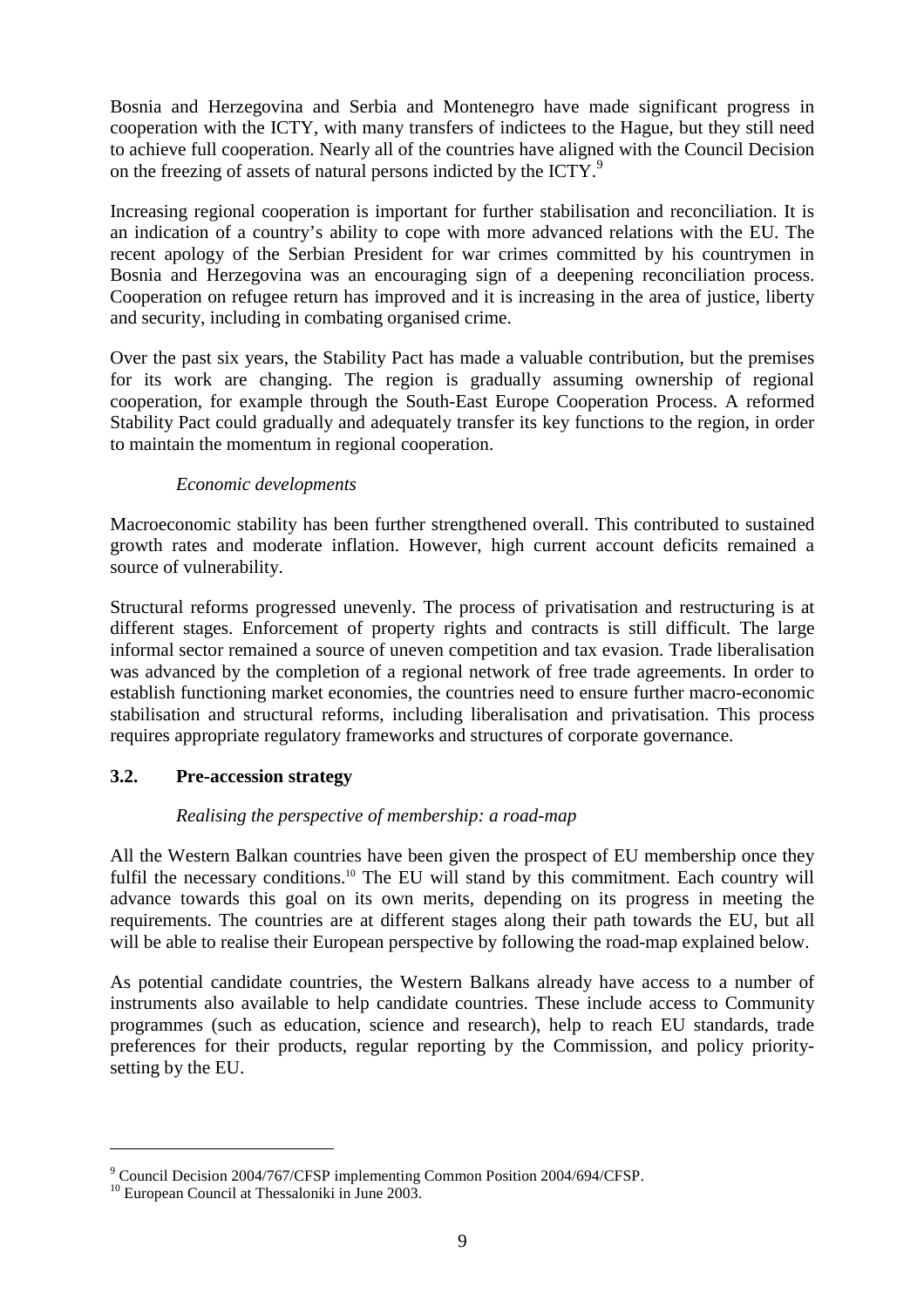Bosnia and Herzegovina and Serbia and Montenegro have made significant progress in cooperation with the ICTY, with many transfers of indictees to the Hague, but they still need to achieve full cooperation. Nearly all of the countries have aligned with the Council Decision on the freezing of assets of natural persons indicted by the ICTY.[9]

Increasing regional cooperation is important for further stabilisation and reconciliation. It is an indication of a country's ability to cope with more advanced relations with the EU. The recent apology of the Serbian President for war crimes committed by his countrymen in Bosnia and Herzegovina was an encouraging sign of a deepening reconciliation process. Cooperation on refugee return has improved and it is increasing in the area of justice, liberty and security, including in combating organised crime.

Over the past six years, the Stability Pact has made a valuable contribution, but the premises for its work are changing. The region is gradually assuming ownership of regional cooperation, for example through the South-East Europe Cooperation Process. A reformed Stability Pact could gradually and adequately transfer its key functions to the region, in order to maintain the momentum in regional cooperation.

*Economic developments*

Macroeconomic stability has been further strengthened overall. This contributed to sustained growth rates and moderate inflation. However, high current account deficits remained a source of vulnerability.

Structural reforms progressed unevenly. The process of privatisation and restructuring is at different stages. Enforcement of property rights and contracts is still difficult. The large informal sector remained a source of uneven competition and tax evasion. Trade liberalisation was advanced by the completion of a regional network of free trade agreements. In order to establish functioning market economies, the countries need to ensure further macro-economic stabilisation and structural reforms, including liberalisation and privatisation. This process requires appropriate regulatory frameworks and structures of corporate governance.

### 3.2. Pre-accession strategy

*Realising the perspective of membership: a road-map*

All the Western Balkan countries have been given the prospect of EU membership once they fulfil the necessary conditions.[10] The EU will stand by this commitment. Each country will advance towards this goal on its own merits, depending on its progress in meeting the requirements. The countries are at different stages along their path towards the EU, but all will be able to realise their European perspective by following the road-map explained below.

As potential candidate countries, the Western Balkans already have access to a number of instruments also available to help candidate countries. These include access to Community programmes (such as education, science and research), help to reach EU standards, trade preferences for their products, regular reporting by the Commission, and policy priority-setting by the EU.

---

[9] Council Decision 2004/767/CFSP implementing Common Position 2004/694/CFSP.

[10] European Council at Thessaloniki in June 2003.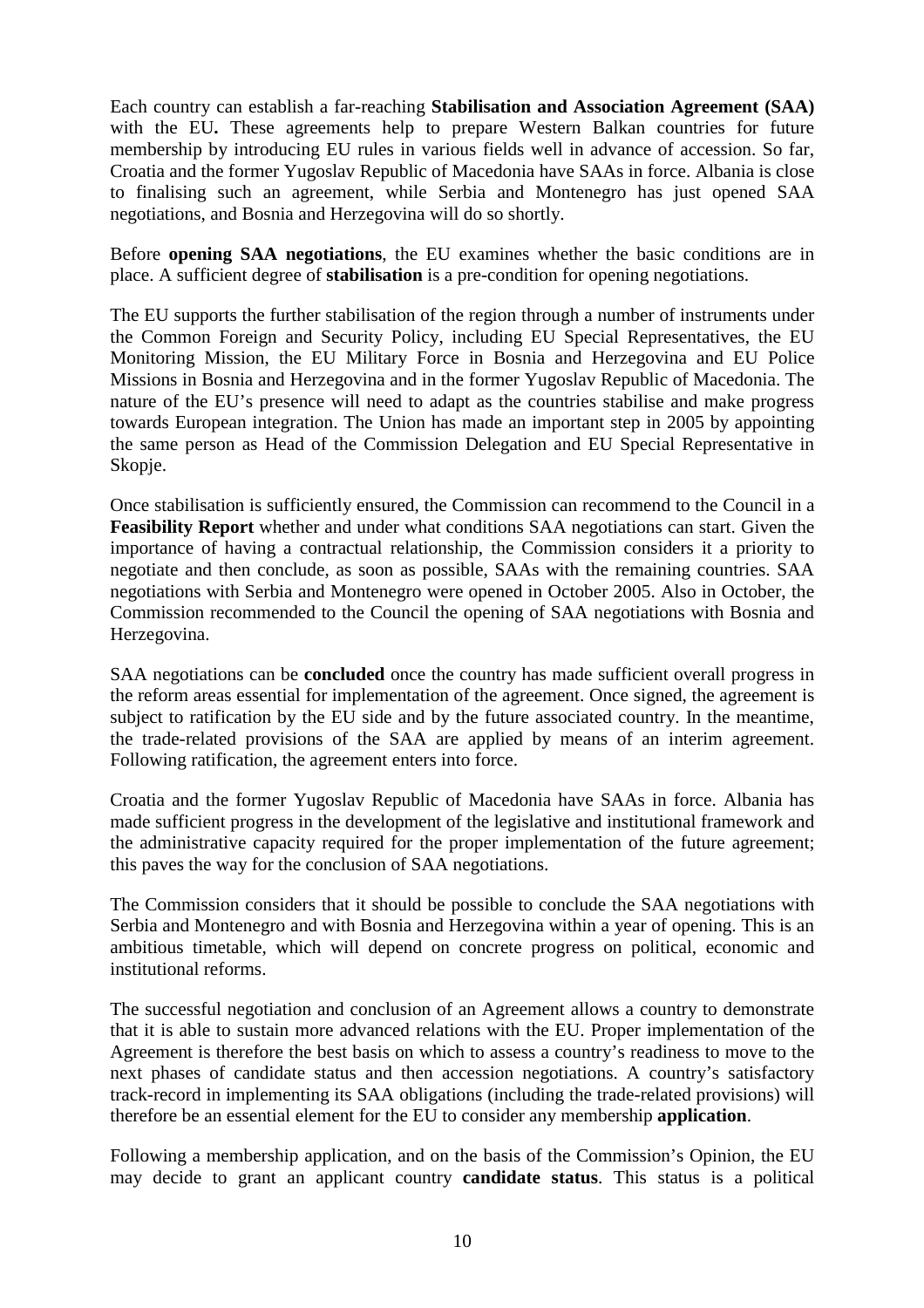Each country can establish a far-reaching **Stabilisation and Association Agreement (SAA)** with the EU**.** These agreements help to prepare Western Balkan countries for future membership by introducing EU rules in various fields well in advance of accession. So far, Croatia and the former Yugoslav Republic of Macedonia have SAAs in force. Albania is close to finalising such an agreement, while Serbia and Montenegro has just opened SAA negotiations, and Bosnia and Herzegovina will do so shortly.

Before **opening SAA negotiations**, the EU examines whether the basic conditions are in place. A sufficient degree of **stabilisation** is a pre-condition for opening negotiations.

The EU supports the further stabilisation of the region through a number of instruments under the Common Foreign and Security Policy, including EU Special Representatives, the EU Monitoring Mission, the EU Military Force in Bosnia and Herzegovina and EU Police Missions in Bosnia and Herzegovina and in the former Yugoslav Republic of Macedonia. The nature of the EU's presence will need to adapt as the countries stabilise and make progress towards European integration. The Union has made an important step in 2005 by appointing the same person as Head of the Commission Delegation and EU Special Representative in Skopje.

Once stabilisation is sufficiently ensured, the Commission can recommend to the Council in a **Feasibility Report** whether and under what conditions SAA negotiations can start. Given the importance of having a contractual relationship, the Commission considers it a priority to negotiate and then conclude, as soon as possible, SAAs with the remaining countries. SAA negotiations with Serbia and Montenegro were opened in October 2005. Also in October, the Commission recommended to the Council the opening of SAA negotiations with Bosnia and Herzegovina.

SAA negotiations can be **concluded** once the country has made sufficient overall progress in the reform areas essential for implementation of the agreement. Once signed, the agreement is subject to ratification by the EU side and by the future associated country. In the meantime, the trade-related provisions of the SAA are applied by means of an interim agreement. Following ratification, the agreement enters into force.

Croatia and the former Yugoslav Republic of Macedonia have SAAs in force. Albania has made sufficient progress in the development of the legislative and institutional framework and the administrative capacity required for the proper implementation of the future agreement; this paves the way for the conclusion of SAA negotiations.

The Commission considers that it should be possible to conclude the SAA negotiations with Serbia and Montenegro and with Bosnia and Herzegovina within a year of opening. This is an ambitious timetable, which will depend on concrete progress on political, economic and institutional reforms.

The successful negotiation and conclusion of an Agreement allows a country to demonstrate that it is able to sustain more advanced relations with the EU. Proper implementation of the Agreement is therefore the best basis on which to assess a country's readiness to move to the next phases of candidate status and then accession negotiations. A country's satisfactory track-record in implementing its SAA obligations (including the trade-related provisions) will therefore be an essential element for the EU to consider any membership **application**.

Following a membership application, and on the basis of the Commission's Opinion, the EU may decide to grant an applicant country **candidate status**. This status is a political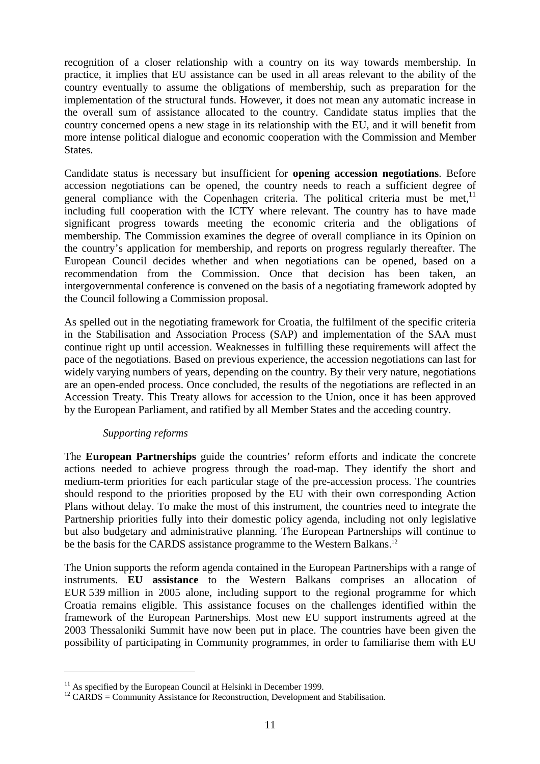recognition of a closer relationship with a country on its way towards membership. In practice, it implies that EU assistance can be used in all areas relevant to the ability of the country eventually to assume the obligations of membership, such as preparation for the implementation of the structural funds. However, it does not mean any automatic increase in the overall sum of assistance allocated to the country. Candidate status implies that the country concerned opens a new stage in its relationship with the EU, and it will benefit from more intense political dialogue and economic cooperation with the Commission and Member States.

Candidate status is necessary but insufficient for **opening accession negotiations**. Before accession negotiations can be opened, the country needs to reach a sufficient degree of general compliance with the Copenhagen criteria. The political criteria must be met,[11] including full cooperation with the ICTY where relevant. The country has to have made significant progress towards meeting the economic criteria and the obligations of membership. The Commission examines the degree of overall compliance in its Opinion on the country's application for membership, and reports on progress regularly thereafter. The European Council decides whether and when negotiations can be opened, based on a recommendation from the Commission. Once that decision has been taken, an intergovernmental conference is convened on the basis of a negotiating framework adopted by the Council following a Commission proposal.

As spelled out in the negotiating framework for Croatia, the fulfilment of the specific criteria in the Stabilisation and Association Process (SAP) and implementation of the SAA must continue right up until accession. Weaknesses in fulfilling these requirements will affect the pace of the negotiations. Based on previous experience, the accession negotiations can last for widely varying numbers of years, depending on the country. By their very nature, negotiations are an open-ended process. Once concluded, the results of the negotiations are reflected in an Accession Treaty. This Treaty allows for accession to the Union, once it has been approved by the European Parliament, and ratified by all Member States and the acceding country.

*Supporting reforms*

The **European Partnerships** guide the countries' reform efforts and indicate the concrete actions needed to achieve progress through the road-map. They identify the short and medium-term priorities for each particular stage of the pre-accession process. The countries should respond to the priorities proposed by the EU with their own corresponding Action Plans without delay. To make the most of this instrument, the countries need to integrate the Partnership priorities fully into their domestic policy agenda, including not only legislative but also budgetary and administrative planning. The European Partnerships will continue to be the basis for the CARDS assistance programme to the Western Balkans.[12]

The Union supports the reform agenda contained in the European Partnerships with a range of instruments. **EU assistance** to the Western Balkans comprises an allocation of EUR 539 million in 2005 alone, including support to the regional programme for which Croatia remains eligible. This assistance focuses on the challenges identified within the framework of the European Partnerships. Most new EU support instruments agreed at the 2003 Thessaloniki Summit have now been put in place. The countries have been given the possibility of participating in Community programmes, in order to familiarise them with EU

---

[11] As specified by the European Council at Helsinki in December 1999.

[12] CARDS = Community Assistance for Reconstruction, Development and Stabilisation.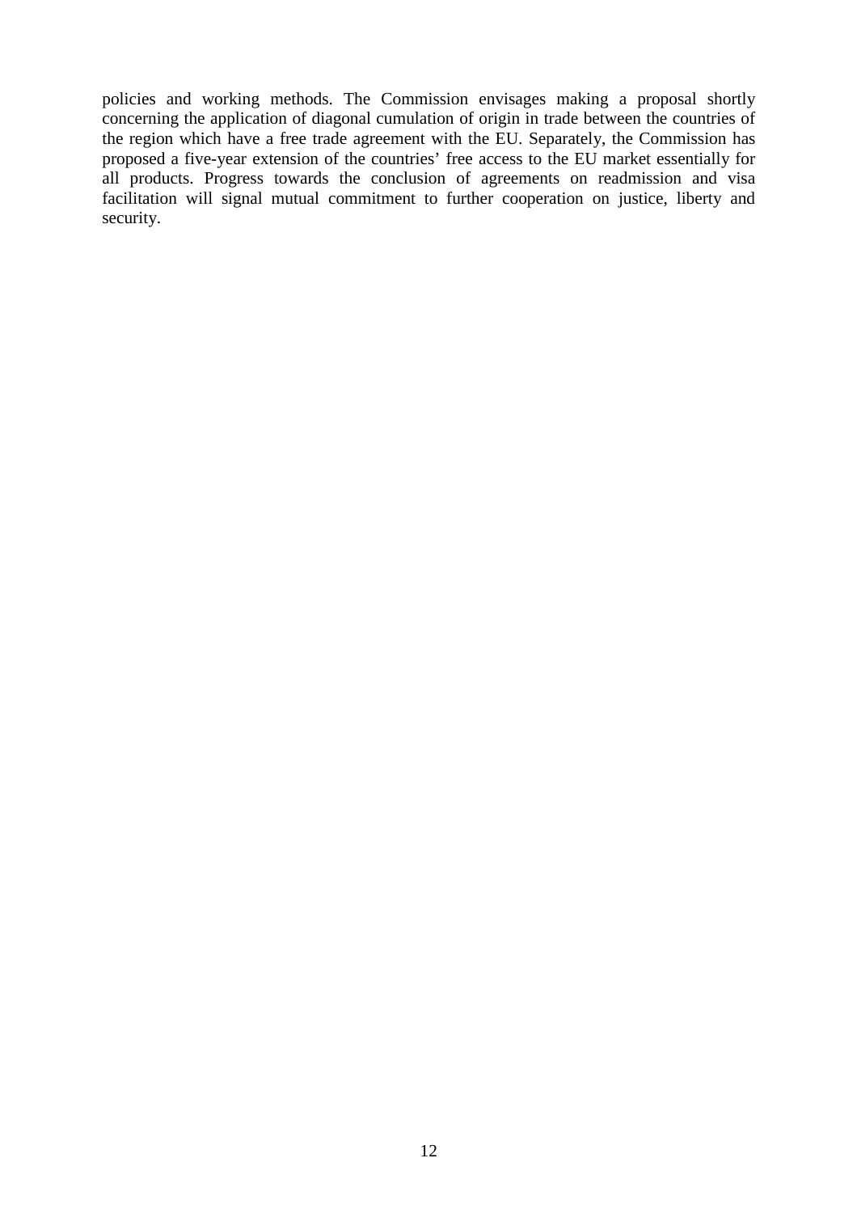policies and working methods. The Commission envisages making a proposal shortly concerning the application of diagonal cumulation of origin in trade between the countries of the region which have a free trade agreement with the EU. Separately, the Commission has proposed a five-year extension of the countries' free access to the EU market essentially for all products. Progress towards the conclusion of agreements on readmission and visa facilitation will signal mutual commitment to further cooperation on justice, liberty and security.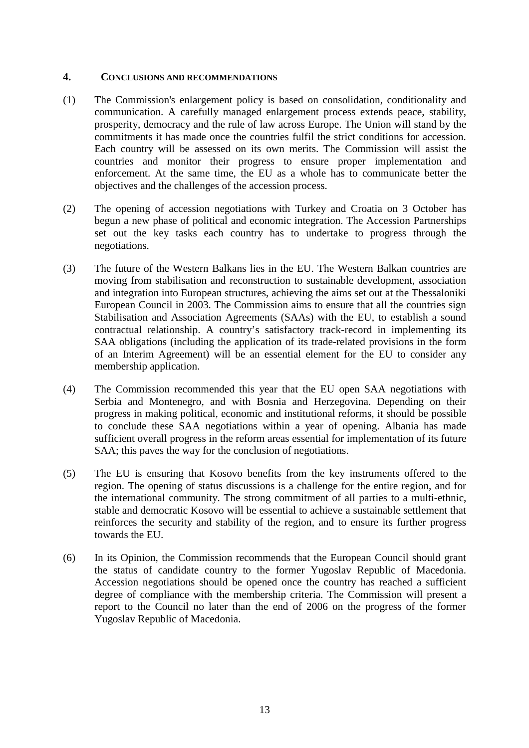## 4. CONCLUSIONS AND RECOMMENDATIONS

(1) The Commission's enlargement policy is based on consolidation, conditionality and communication. A carefully managed enlargement process extends peace, stability, prosperity, democracy and the rule of law across Europe. The Union will stand by the commitments it has made once the countries fulfil the strict conditions for accession. Each country will be assessed on its own merits. The Commission will assist the countries and monitor their progress to ensure proper implementation and enforcement. At the same time, the EU as a whole has to communicate better the objectives and the challenges of the accession process.

(2) The opening of accession negotiations with Turkey and Croatia on 3 October has begun a new phase of political and economic integration. The Accession Partnerships set out the key tasks each country has to undertake to progress through the negotiations.

(3) The future of the Western Balkans lies in the EU. The Western Balkan countries are moving from stabilisation and reconstruction to sustainable development, association and integration into European structures, achieving the aims set out at the Thessaloniki European Council in 2003. The Commission aims to ensure that all the countries sign Stabilisation and Association Agreements (SAAs) with the EU, to establish a sound contractual relationship. A country's satisfactory track-record in implementing its SAA obligations (including the application of its trade-related provisions in the form of an Interim Agreement) will be an essential element for the EU to consider any membership application.

(4) The Commission recommended this year that the EU open SAA negotiations with Serbia and Montenegro, and with Bosnia and Herzegovina. Depending on their progress in making political, economic and institutional reforms, it should be possible to conclude these SAA negotiations within a year of opening. Albania has made sufficient overall progress in the reform areas essential for implementation of its future SAA; this paves the way for the conclusion of negotiations.

(5) The EU is ensuring that Kosovo benefits from the key instruments offered to the region. The opening of status discussions is a challenge for the entire region, and for the international community. The strong commitment of all parties to a multi-ethnic, stable and democratic Kosovo will be essential to achieve a sustainable settlement that reinforces the security and stability of the region, and to ensure its further progress towards the EU.

(6) In its Opinion, the Commission recommends that the European Council should grant the status of candidate country to the former Yugoslav Republic of Macedonia. Accession negotiations should be opened once the country has reached a sufficient degree of compliance with the membership criteria. The Commission will present a report to the Council no later than the end of 2006 on the progress of the former Yugoslav Republic of Macedonia.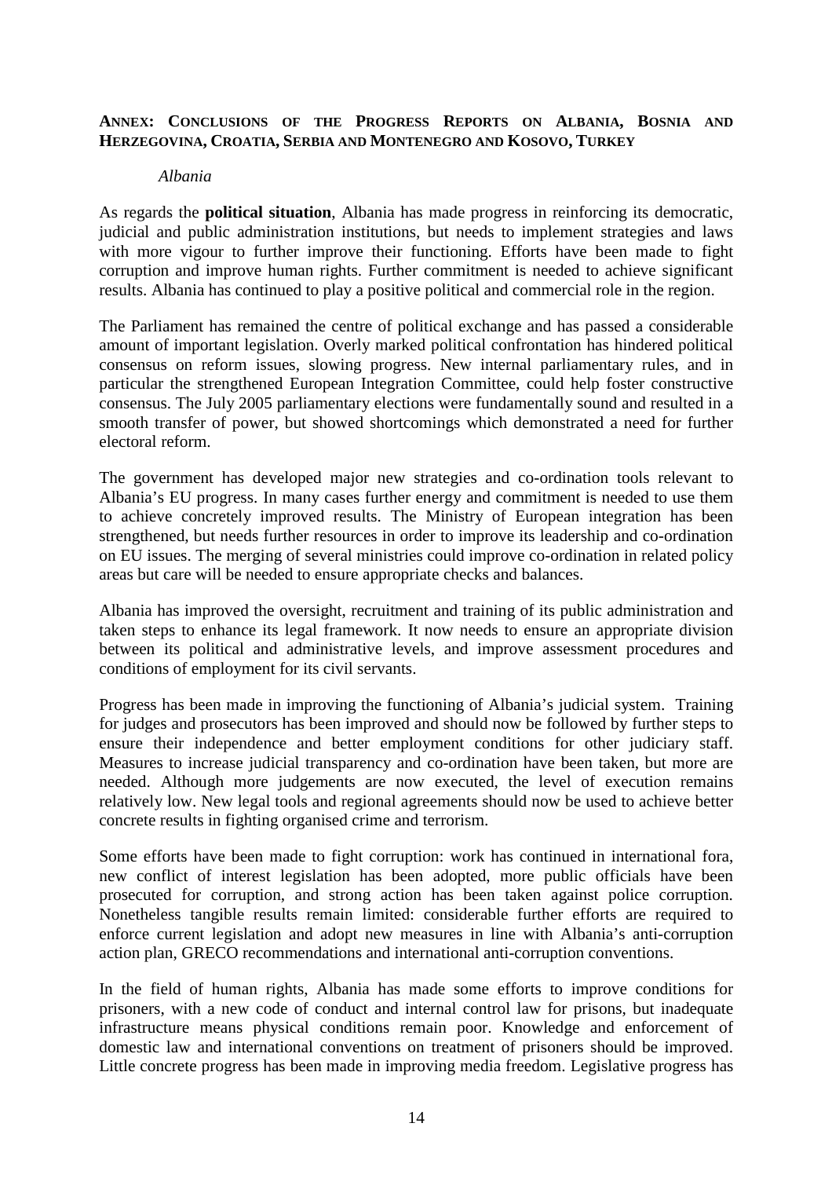## ANNEX: CONCLUSIONS OF THE PROGRESS REPORTS ON ALBANIA, BOSNIA AND HERZEGOVINA, CROATIA, SERBIA AND MONTENEGRO AND KOSOVO, TURKEY

### *Albania*

As regards the **political situation**, Albania has made progress in reinforcing its democratic, judicial and public administration institutions, but needs to implement strategies and laws with more vigour to further improve their functioning. Efforts have been made to fight corruption and improve human rights. Further commitment is needed to achieve significant results. Albania has continued to play a positive political and commercial role in the region.

The Parliament has remained the centre of political exchange and has passed a considerable amount of important legislation. Overly marked political confrontation has hindered political consensus on reform issues, slowing progress. New internal parliamentary rules, and in particular the strengthened European Integration Committee, could help foster constructive consensus. The July 2005 parliamentary elections were fundamentally sound and resulted in a smooth transfer of power, but showed shortcomings which demonstrated a need for further electoral reform.

The government has developed major new strategies and co-ordination tools relevant to Albania's EU progress. In many cases further energy and commitment is needed to use them to achieve concretely improved results. The Ministry of European integration has been strengthened, but needs further resources in order to improve its leadership and co-ordination on EU issues. The merging of several ministries could improve co-ordination in related policy areas but care will be needed to ensure appropriate checks and balances.

Albania has improved the oversight, recruitment and training of its public administration and taken steps to enhance its legal framework. It now needs to ensure an appropriate division between its political and administrative levels, and improve assessment procedures and conditions of employment for its civil servants.

Progress has been made in improving the functioning of Albania's judicial system. Training for judges and prosecutors has been improved and should now be followed by further steps to ensure their independence and better employment conditions for other judiciary staff. Measures to increase judicial transparency and co-ordination have been taken, but more are needed. Although more judgements are now executed, the level of execution remains relatively low. New legal tools and regional agreements should now be used to achieve better concrete results in fighting organised crime and terrorism.

Some efforts have been made to fight corruption: work has continued in international fora, new conflict of interest legislation has been adopted, more public officials have been prosecuted for corruption, and strong action has been taken against police corruption. Nonetheless tangible results remain limited: considerable further efforts are required to enforce current legislation and adopt new measures in line with Albania's anti-corruption action plan, GRECO recommendations and international anti-corruption conventions.

In the field of human rights, Albania has made some efforts to improve conditions for prisoners, with a new code of conduct and internal control law for prisons, but inadequate infrastructure means physical conditions remain poor. Knowledge and enforcement of domestic law and international conventions on treatment of prisoners should be improved. Little concrete progress has been made in improving media freedom. Legislative progress has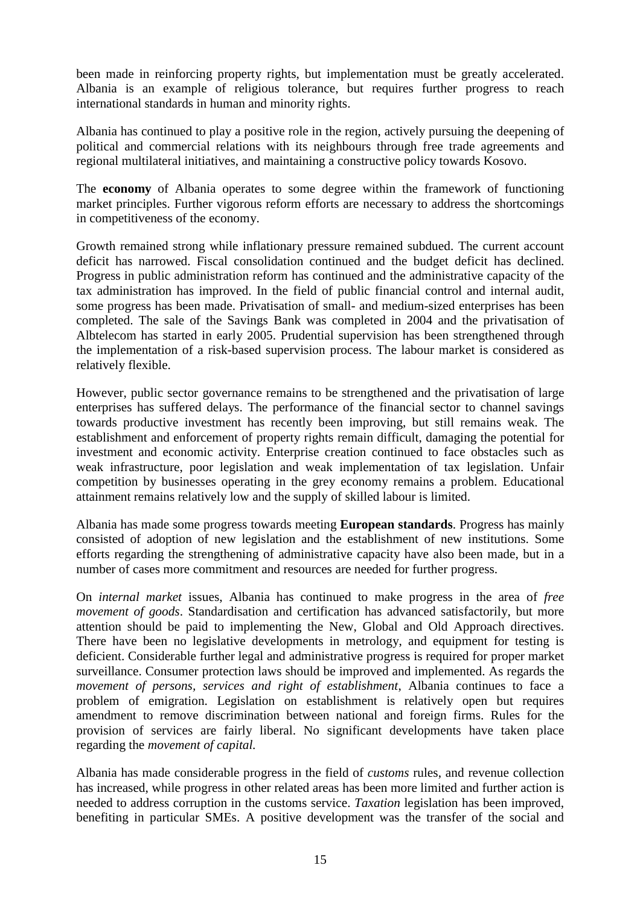been made in reinforcing property rights, but implementation must be greatly accelerated. Albania is an example of religious tolerance, but requires further progress to reach international standards in human and minority rights.

Albania has continued to play a positive role in the region, actively pursuing the deepening of political and commercial relations with its neighbours through free trade agreements and regional multilateral initiatives, and maintaining a constructive policy towards Kosovo.

The **economy** of Albania operates to some degree within the framework of functioning market principles. Further vigorous reform efforts are necessary to address the shortcomings in competitiveness of the economy.

Growth remained strong while inflationary pressure remained subdued. The current account deficit has narrowed. Fiscal consolidation continued and the budget deficit has declined. Progress in public administration reform has continued and the administrative capacity of the tax administration has improved. In the field of public financial control and internal audit, some progress has been made. Privatisation of small- and medium-sized enterprises has been completed. The sale of the Savings Bank was completed in 2004 and the privatisation of Albtelecom has started in early 2005. Prudential supervision has been strengthened through the implementation of a risk-based supervision process. The labour market is considered as relatively flexible.

However, public sector governance remains to be strengthened and the privatisation of large enterprises has suffered delays. The performance of the financial sector to channel savings towards productive investment has recently been improving, but still remains weak. The establishment and enforcement of property rights remain difficult, damaging the potential for investment and economic activity. Enterprise creation continued to face obstacles such as weak infrastructure, poor legislation and weak implementation of tax legislation. Unfair competition by businesses operating in the grey economy remains a problem. Educational attainment remains relatively low and the supply of skilled labour is limited.

Albania has made some progress towards meeting **European standards**. Progress has mainly consisted of adoption of new legislation and the establishment of new institutions. Some efforts regarding the strengthening of administrative capacity have also been made, but in a number of cases more commitment and resources are needed for further progress.

On *internal market* issues, Albania has continued to make progress in the area of *free movement of goods*. Standardisation and certification has advanced satisfactorily, but more attention should be paid to implementing the New, Global and Old Approach directives. There have been no legislative developments in metrology, and equipment for testing is deficient. Considerable further legal and administrative progress is required for proper market surveillance. Consumer protection laws should be improved and implemented. As regards the *movement of persons, services and right of establishment*, Albania continues to face a problem of emigration. Legislation on establishment is relatively open but requires amendment to remove discrimination between national and foreign firms. Rules for the provision of services are fairly liberal. No significant developments have taken place regarding the *movement of capital.*

Albania has made considerable progress in the field of *customs* rules, and revenue collection has increased, while progress in other related areas has been more limited and further action is needed to address corruption in the customs service. *Taxation* legislation has been improved, benefiting in particular SMEs. A positive development was the transfer of the social and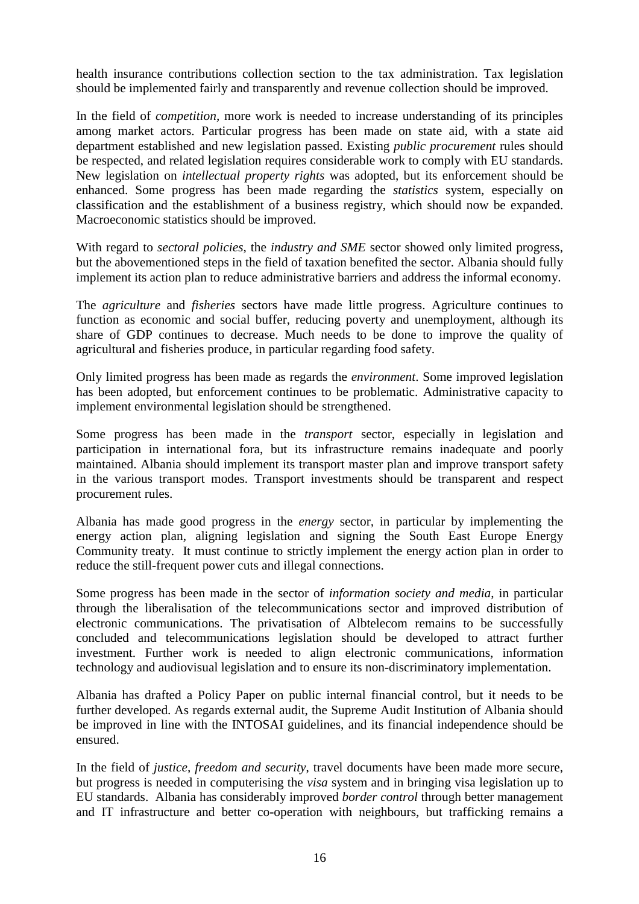health insurance contributions collection section to the tax administration. Tax legislation should be implemented fairly and transparently and revenue collection should be improved.

In the field of *competition,* more work is needed to increase understanding of its principles among market actors. Particular progress has been made on state aid, with a state aid department established and new legislation passed. Existing *public procurement* rules should be respected, and related legislation requires considerable work to comply with EU standards. New legislation on *intellectual property rights* was adopted, but its enforcement should be enhanced. Some progress has been made regarding the *statistics* system, especially on classification and the establishment of a business registry, which should now be expanded. Macroeconomic statistics should be improved.

With regard to *sectoral policies*, the *industry and SME* sector showed only limited progress, but the abovementioned steps in the field of taxation benefited the sector. Albania should fully implement its action plan to reduce administrative barriers and address the informal economy.

The *agriculture* and *fisheries* sectors have made little progress. Agriculture continues to function as economic and social buffer, reducing poverty and unemployment, although its share of GDP continues to decrease. Much needs to be done to improve the quality of agricultural and fisheries produce, in particular regarding food safety.

Only limited progress has been made as regards the *environment*. Some improved legislation has been adopted, but enforcement continues to be problematic. Administrative capacity to implement environmental legislation should be strengthened.

Some progress has been made in the *transport* sector, especially in legislation and participation in international fora, but its infrastructure remains inadequate and poorly maintained. Albania should implement its transport master plan and improve transport safety in the various transport modes. Transport investments should be transparent and respect procurement rules.

Albania has made good progress in the *energy* sector, in particular by implementing the energy action plan, aligning legislation and signing the South East Europe Energy Community treaty. It must continue to strictly implement the energy action plan in order to reduce the still-frequent power cuts and illegal connections.

Some progress has been made in the sector of *information society and media*, in particular through the liberalisation of the telecommunications sector and improved distribution of electronic communications. The privatisation of Albtelecom remains to be successfully concluded and telecommunications legislation should be developed to attract further investment. Further work is needed to align electronic communications, information technology and audiovisual legislation and to ensure its non-discriminatory implementation.

Albania has drafted a Policy Paper on public internal financial control, but it needs to be further developed. As regards external audit, the Supreme Audit Institution of Albania should be improved in line with the INTOSAI guidelines, and its financial independence should be ensured.

In the field of *justice, freedom and security*, travel documents have been made more secure, but progress is needed in computerising the *visa* system and in bringing visa legislation up to EU standards. Albania has considerably improved *border control* through better management and IT infrastructure and better co-operation with neighbours, but trafficking remains a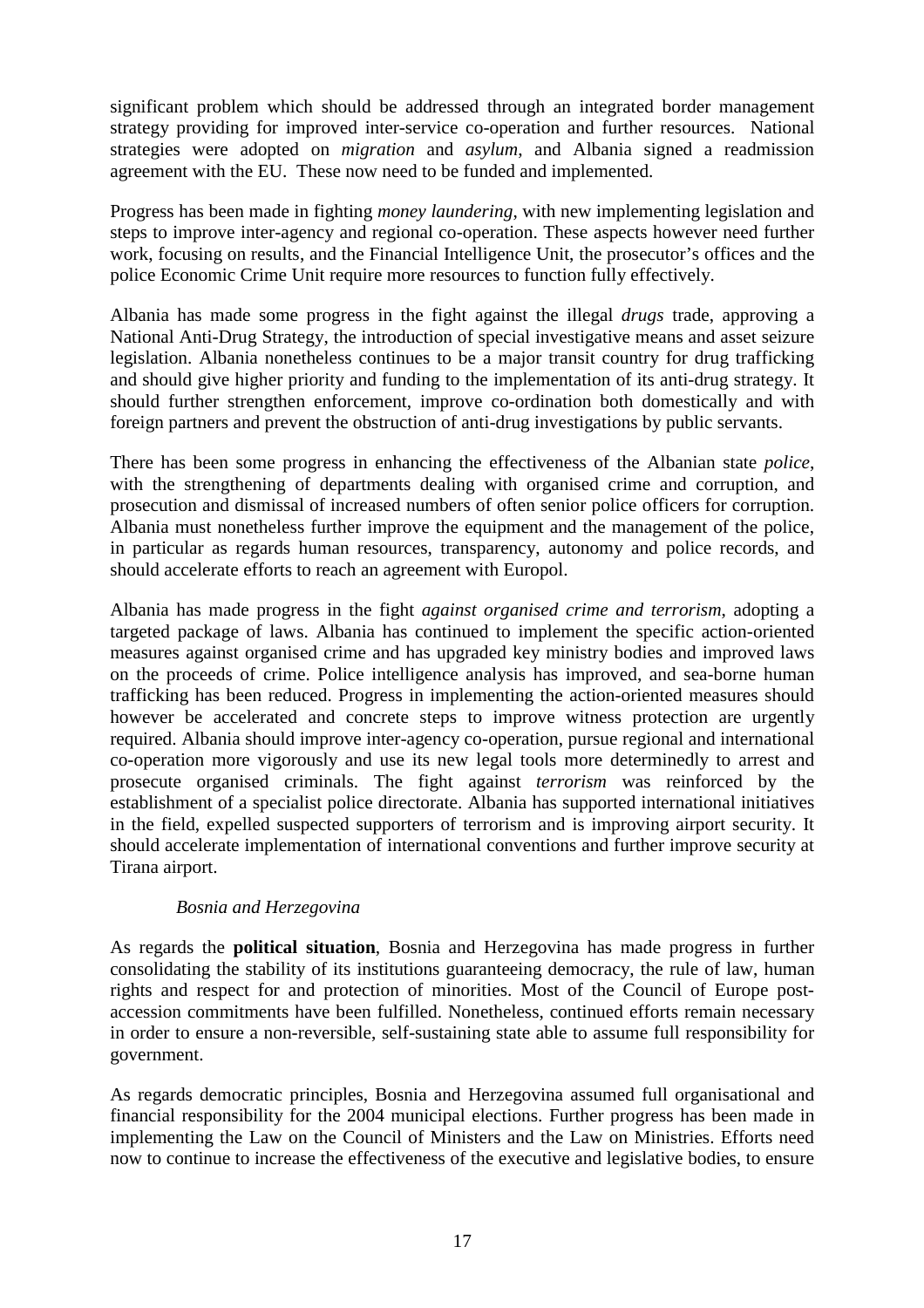significant problem which should be addressed through an integrated border management strategy providing for improved inter-service co-operation and further resources. National strategies were adopted on *migration* and *asylum*, and Albania signed a readmission agreement with the EU. These now need to be funded and implemented.

Progress has been made in fighting *money laundering*, with new implementing legislation and steps to improve inter-agency and regional co-operation. These aspects however need further work, focusing on results, and the Financial Intelligence Unit, the prosecutor's offices and the police Economic Crime Unit require more resources to function fully effectively.

Albania has made some progress in the fight against the illegal *drugs* trade, approving a National Anti-Drug Strategy, the introduction of special investigative means and asset seizure legislation. Albania nonetheless continues to be a major transit country for drug trafficking and should give higher priority and funding to the implementation of its anti-drug strategy. It should further strengthen enforcement, improve co-ordination both domestically and with foreign partners and prevent the obstruction of anti-drug investigations by public servants.

There has been some progress in enhancing the effectiveness of the Albanian state *police*, with the strengthening of departments dealing with organised crime and corruption, and prosecution and dismissal of increased numbers of often senior police officers for corruption. Albania must nonetheless further improve the equipment and the management of the police, in particular as regards human resources, transparency, autonomy and police records, and should accelerate efforts to reach an agreement with Europol.

Albania has made progress in the fight *against organised crime and terrorism*, adopting a targeted package of laws. Albania has continued to implement the specific action-oriented measures against organised crime and has upgraded key ministry bodies and improved laws on the proceeds of crime. Police intelligence analysis has improved, and sea-borne human trafficking has been reduced. Progress in implementing the action-oriented measures should however be accelerated and concrete steps to improve witness protection are urgently required. Albania should improve inter-agency co-operation, pursue regional and international co-operation more vigorously and use its new legal tools more determinedly to arrest and prosecute organised criminals. The fight against *terrorism* was reinforced by the establishment of a specialist police directorate. Albania has supported international initiatives in the field, expelled suspected supporters of terrorism and is improving airport security. It should accelerate implementation of international conventions and further improve security at Tirana airport.

*Bosnia and Herzegovina*

As regards the **political situation**, Bosnia and Herzegovina has made progress in further consolidating the stability of its institutions guaranteeing democracy, the rule of law, human rights and respect for and protection of minorities. Most of the Council of Europe post-accession commitments have been fulfilled. Nonetheless, continued efforts remain necessary in order to ensure a non-reversible, self-sustaining state able to assume full responsibility for government.

As regards democratic principles, Bosnia and Herzegovina assumed full organisational and financial responsibility for the 2004 municipal elections. Further progress has been made in implementing the Law on the Council of Ministers and the Law on Ministries. Efforts need now to continue to increase the effectiveness of the executive and legislative bodies, to ensure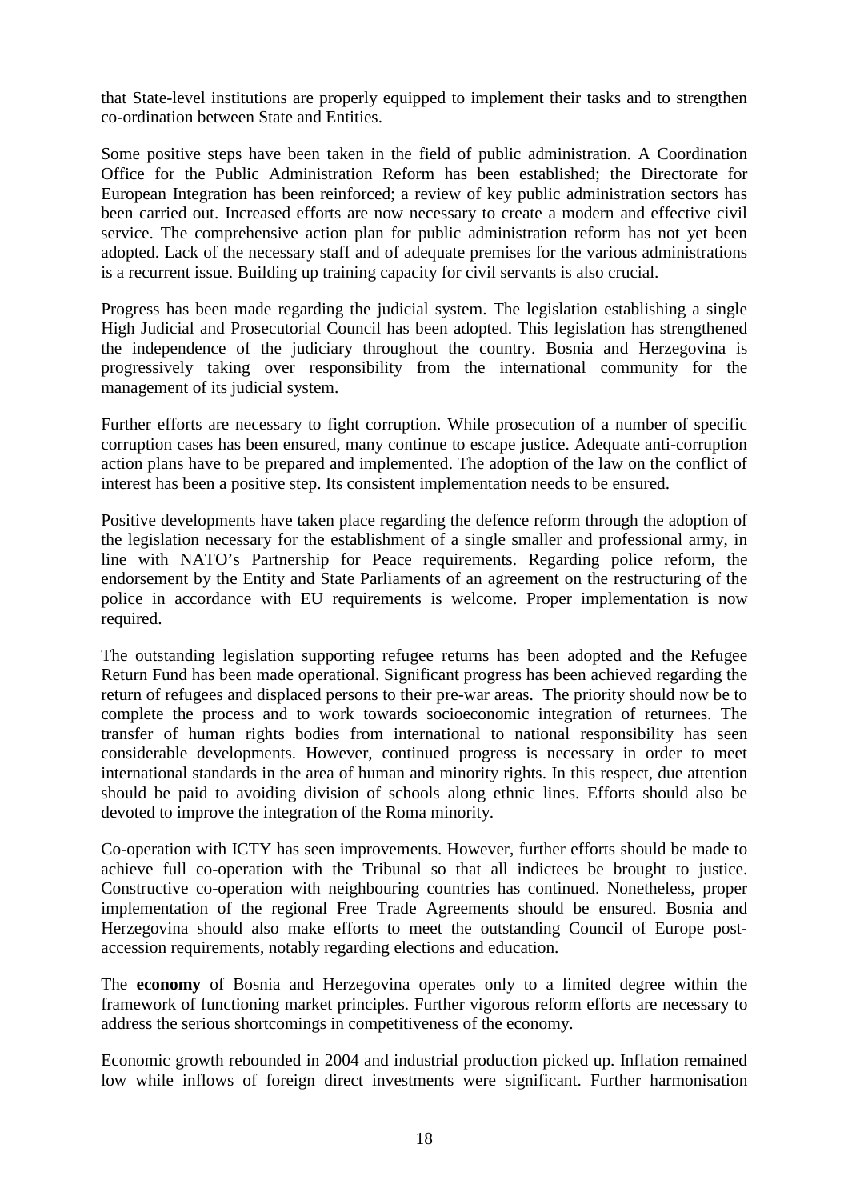that State-level institutions are properly equipped to implement their tasks and to strengthen co-ordination between State and Entities.

Some positive steps have been taken in the field of public administration. A Coordination Office for the Public Administration Reform has been established; the Directorate for European Integration has been reinforced; a review of key public administration sectors has been carried out. Increased efforts are now necessary to create a modern and effective civil service. The comprehensive action plan for public administration reform has not yet been adopted. Lack of the necessary staff and of adequate premises for the various administrations is a recurrent issue. Building up training capacity for civil servants is also crucial.

Progress has been made regarding the judicial system. The legislation establishing a single High Judicial and Prosecutorial Council has been adopted. This legislation has strengthened the independence of the judiciary throughout the country. Bosnia and Herzegovina is progressively taking over responsibility from the international community for the management of its judicial system.

Further efforts are necessary to fight corruption. While prosecution of a number of specific corruption cases has been ensured, many continue to escape justice. Adequate anti-corruption action plans have to be prepared and implemented. The adoption of the law on the conflict of interest has been a positive step. Its consistent implementation needs to be ensured.

Positive developments have taken place regarding the defence reform through the adoption of the legislation necessary for the establishment of a single smaller and professional army, in line with NATO's Partnership for Peace requirements. Regarding police reform, the endorsement by the Entity and State Parliaments of an agreement on the restructuring of the police in accordance with EU requirements is welcome. Proper implementation is now required.

The outstanding legislation supporting refugee returns has been adopted and the Refugee Return Fund has been made operational. Significant progress has been achieved regarding the return of refugees and displaced persons to their pre-war areas. The priority should now be to complete the process and to work towards socioeconomic integration of returnees. The transfer of human rights bodies from international to national responsibility has seen considerable developments. However, continued progress is necessary in order to meet international standards in the area of human and minority rights. In this respect, due attention should be paid to avoiding division of schools along ethnic lines. Efforts should also be devoted to improve the integration of the Roma minority.

Co-operation with ICTY has seen improvements. However, further efforts should be made to achieve full co-operation with the Tribunal so that all indictees be brought to justice. Constructive co-operation with neighbouring countries has continued. Nonetheless, proper implementation of the regional Free Trade Agreements should be ensured. Bosnia and Herzegovina should also make efforts to meet the outstanding Council of Europe post-accession requirements, notably regarding elections and education.

The **economy** of Bosnia and Herzegovina operates only to a limited degree within the framework of functioning market principles. Further vigorous reform efforts are necessary to address the serious shortcomings in competitiveness of the economy.

Economic growth rebounded in 2004 and industrial production picked up. Inflation remained low while inflows of foreign direct investments were significant. Further harmonisation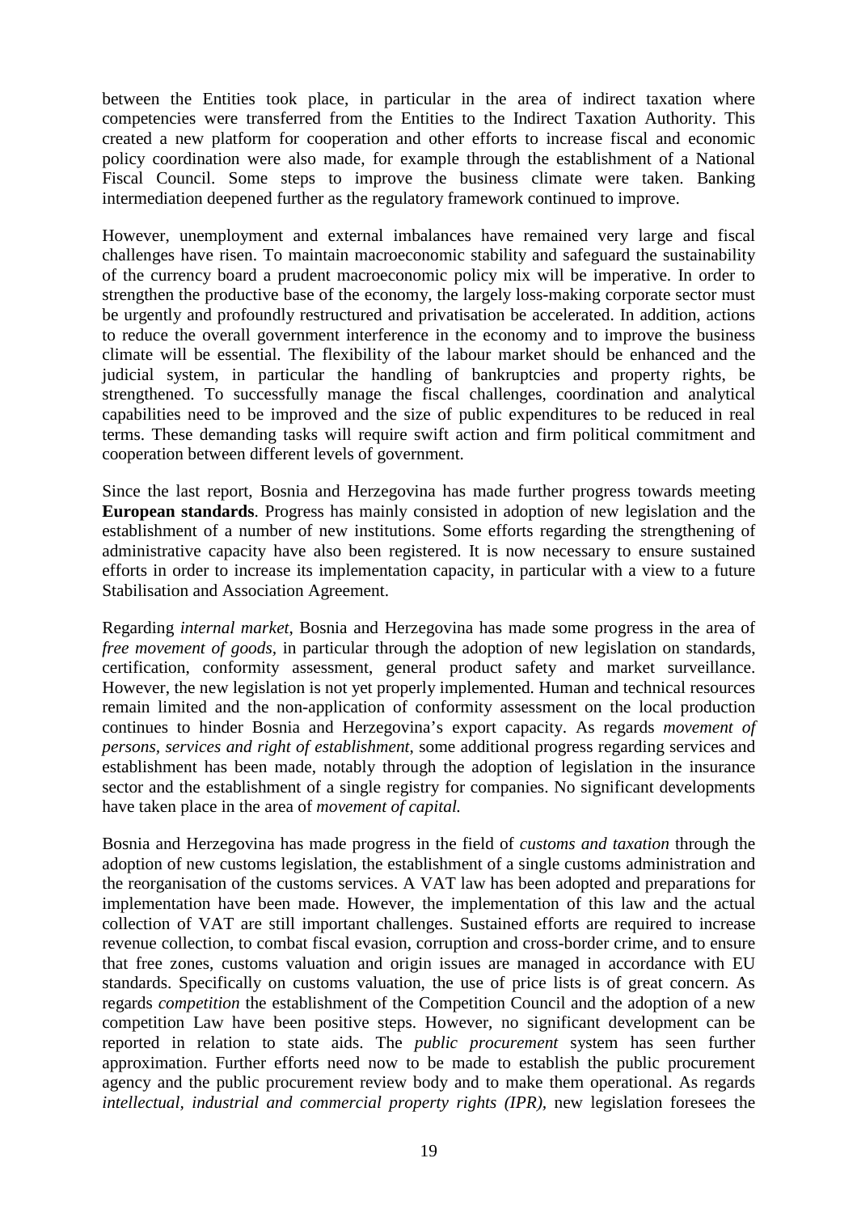between the Entities took place, in particular in the area of indirect taxation where competencies were transferred from the Entities to the Indirect Taxation Authority. This created a new platform for cooperation and other efforts to increase fiscal and economic policy coordination were also made, for example through the establishment of a National Fiscal Council. Some steps to improve the business climate were taken. Banking intermediation deepened further as the regulatory framework continued to improve.

However, unemployment and external imbalances have remained very large and fiscal challenges have risen. To maintain macroeconomic stability and safeguard the sustainability of the currency board a prudent macroeconomic policy mix will be imperative. In order to strengthen the productive base of the economy, the largely loss-making corporate sector must be urgently and profoundly restructured and privatisation be accelerated. In addition, actions to reduce the overall government interference in the economy and to improve the business climate will be essential. The flexibility of the labour market should be enhanced and the judicial system, in particular the handling of bankruptcies and property rights, be strengthened. To successfully manage the fiscal challenges, coordination and analytical capabilities need to be improved and the size of public expenditures to be reduced in real terms. These demanding tasks will require swift action and firm political commitment and cooperation between different levels of government.

Since the last report, Bosnia and Herzegovina has made further progress towards meeting **European standards**. Progress has mainly consisted in adoption of new legislation and the establishment of a number of new institutions. Some efforts regarding the strengthening of administrative capacity have also been registered. It is now necessary to ensure sustained efforts in order to increase its implementation capacity, in particular with a view to a future Stabilisation and Association Agreement.

Regarding *internal market*, Bosnia and Herzegovina has made some progress in the area of *free movement of goods*, in particular through the adoption of new legislation on standards, certification, conformity assessment, general product safety and market surveillance. However, the new legislation is not yet properly implemented. Human and technical resources remain limited and the non-application of conformity assessment on the local production continues to hinder Bosnia and Herzegovina's export capacity. As regards *movement of persons, services and right of establishment*, some additional progress regarding services and establishment has been made, notably through the adoption of legislation in the insurance sector and the establishment of a single registry for companies. No significant developments have taken place in the area of *movement of capital.*

Bosnia and Herzegovina has made progress in the field of *customs and taxation* through the adoption of new customs legislation, the establishment of a single customs administration and the reorganisation of the customs services. A VAT law has been adopted and preparations for implementation have been made. However, the implementation of this law and the actual collection of VAT are still important challenges. Sustained efforts are required to increase revenue collection, to combat fiscal evasion, corruption and cross-border crime, and to ensure that free zones, customs valuation and origin issues are managed in accordance with EU standards. Specifically on customs valuation, the use of price lists is of great concern. As regards *competition* the establishment of the Competition Council and the adoption of a new competition Law have been positive steps. However, no significant development can be reported in relation to state aids. The *public procurement* system has seen further approximation. Further efforts need now to be made to establish the public procurement agency and the public procurement review body and to make them operational. As regards *intellectual, industrial and commercial property rights (IPR)*, new legislation foresees the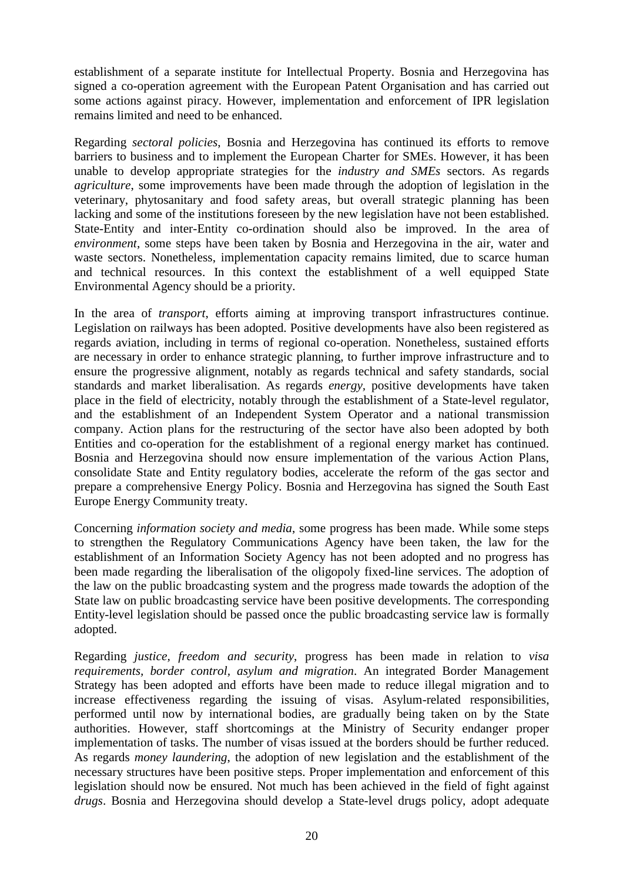establishment of a separate institute for Intellectual Property. Bosnia and Herzegovina has signed a co-operation agreement with the European Patent Organisation and has carried out some actions against piracy. However, implementation and enforcement of IPR legislation remains limited and need to be enhanced.

Regarding *sectoral policies*, Bosnia and Herzegovina has continued its efforts to remove barriers to business and to implement the European Charter for SMEs. However, it has been unable to develop appropriate strategies for the *industry and SMEs* sectors. As regards *agriculture*, some improvements have been made through the adoption of legislation in the veterinary, phytosanitary and food safety areas, but overall strategic planning has been lacking and some of the institutions foreseen by the new legislation have not been established. State-Entity and inter-Entity co-ordination should also be improved. In the area of *environment*, some steps have been taken by Bosnia and Herzegovina in the air, water and waste sectors. Nonetheless, implementation capacity remains limited, due to scarce human and technical resources. In this context the establishment of a well equipped State Environmental Agency should be a priority.

In the area of *transport*, efforts aiming at improving transport infrastructures continue. Legislation on railways has been adopted. Positive developments have also been registered as regards aviation, including in terms of regional co-operation. Nonetheless, sustained efforts are necessary in order to enhance strategic planning, to further improve infrastructure and to ensure the progressive alignment, notably as regards technical and safety standards, social standards and market liberalisation. As regards *energy*, positive developments have taken place in the field of electricity, notably through the establishment of a State-level regulator, and the establishment of an Independent System Operator and a national transmission company. Action plans for the restructuring of the sector have also been adopted by both Entities and co-operation for the establishment of a regional energy market has continued. Bosnia and Herzegovina should now ensure implementation of the various Action Plans, consolidate State and Entity regulatory bodies, accelerate the reform of the gas sector and prepare a comprehensive Energy Policy. Bosnia and Herzegovina has signed the South East Europe Energy Community treaty.

Concerning *information society and media*, some progress has been made. While some steps to strengthen the Regulatory Communications Agency have been taken, the law for the establishment of an Information Society Agency has not been adopted and no progress has been made regarding the liberalisation of the oligopoly fixed-line services. The adoption of the law on the public broadcasting system and the progress made towards the adoption of the State law on public broadcasting service have been positive developments. The corresponding Entity-level legislation should be passed once the public broadcasting service law is formally adopted.

Regarding *justice, freedom and security*, progress has been made in relation to *visa requirements, border control, asylum and migration*. An integrated Border Management Strategy has been adopted and efforts have been made to reduce illegal migration and to increase effectiveness regarding the issuing of visas. Asylum-related responsibilities, performed until now by international bodies, are gradually being taken on by the State authorities. However, staff shortcomings at the Ministry of Security endanger proper implementation of tasks. The number of visas issued at the borders should be further reduced. As regards *money laundering*, the adoption of new legislation and the establishment of the necessary structures have been positive steps. Proper implementation and enforcement of this legislation should now be ensured. Not much has been achieved in the field of fight against *drugs*. Bosnia and Herzegovina should develop a State-level drugs policy, adopt adequate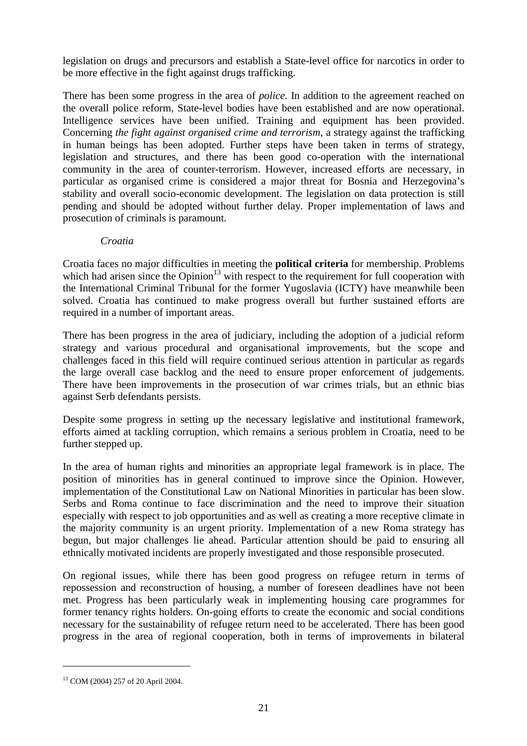legislation on drugs and precursors and establish a State-level office for narcotics in order to be more effective in the fight against drugs trafficking.

There has been some progress in the area of *police*. In addition to the agreement reached on the overall police reform, State-level bodies have been established and are now operational. Intelligence services have been unified. Training and equipment has been provided. Concerning *the fight against organised crime and terrorism*, a strategy against the trafficking in human beings has been adopted. Further steps have been taken in terms of strategy, legislation and structures, and there has been good co-operation with the international community in the area of counter-terrorism. However, increased efforts are necessary, in particular as organised crime is considered a major threat for Bosnia and Herzegovina's stability and overall socio-economic development. The legislation on data protection is still pending and should be adopted without further delay. Proper implementation of laws and prosecution of criminals is paramount.

*Croatia*

Croatia faces no major difficulties in meeting the **political criteria** for membership. Problems which had arisen since the Opinion[13] with respect to the requirement for full cooperation with the International Criminal Tribunal for the former Yugoslavia (ICTY) have meanwhile been solved. Croatia has continued to make progress overall but further sustained efforts are required in a number of important areas.

There has been progress in the area of judiciary, including the adoption of a judicial reform strategy and various procedural and organisational improvements, but the scope and challenges faced in this field will require continued serious attention in particular as regards the large overall case backlog and the need to ensure proper enforcement of judgements. There have been improvements in the prosecution of war crimes trials, but an ethnic bias against Serb defendants persists.

Despite some progress in setting up the necessary legislative and institutional framework, efforts aimed at tackling corruption, which remains a serious problem in Croatia, need to be further stepped up.

In the area of human rights and minorities an appropriate legal framework is in place. The position of minorities has in general continued to improve since the Opinion. However, implementation of the Constitutional Law on National Minorities in particular has been slow. Serbs and Roma continue to face discrimination and the need to improve their situation especially with respect to job opportunities and as well as creating a more receptive climate in the majority community is an urgent priority. Implementation of a new Roma strategy has begun, but major challenges lie ahead. Particular attention should be paid to ensuring all ethnically motivated incidents are properly investigated and those responsible prosecuted.

On regional issues, while there has been good progress on refugee return in terms of repossession and reconstruction of housing, a number of foreseen deadlines have not been met. Progress has been particularly weak in implementing housing care programmes for former tenancy rights holders. On-going efforts to create the economic and social conditions necessary for the sustainability of refugee return need to be accelerated. There has been good progress in the area of regional cooperation, both in terms of improvements in bilateral

[13] COM (2004) 257 of 20 April 2004.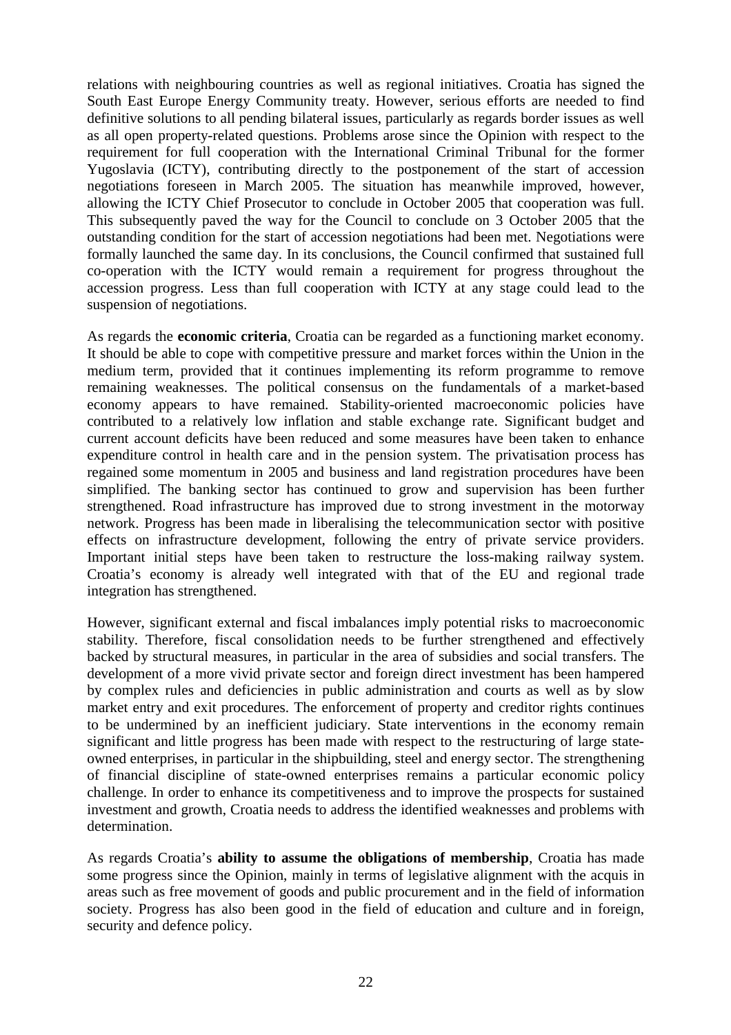relations with neighbouring countries as well as regional initiatives. Croatia has signed the South East Europe Energy Community treaty. However, serious efforts are needed to find definitive solutions to all pending bilateral issues, particularly as regards border issues as well as all open property-related questions. Problems arose since the Opinion with respect to the requirement for full cooperation with the International Criminal Tribunal for the former Yugoslavia (ICTY), contributing directly to the postponement of the start of accession negotiations foreseen in March 2005. The situation has meanwhile improved, however, allowing the ICTY Chief Prosecutor to conclude in October 2005 that cooperation was full. This subsequently paved the way for the Council to conclude on 3 October 2005 that the outstanding condition for the start of accession negotiations had been met. Negotiations were formally launched the same day. In its conclusions, the Council confirmed that sustained full co-operation with the ICTY would remain a requirement for progress throughout the accession progress. Less than full cooperation with ICTY at any stage could lead to the suspension of negotiations.

As regards the **economic criteria**, Croatia can be regarded as a functioning market economy. It should be able to cope with competitive pressure and market forces within the Union in the medium term, provided that it continues implementing its reform programme to remove remaining weaknesses. The political consensus on the fundamentals of a market-based economy appears to have remained. Stability-oriented macroeconomic policies have contributed to a relatively low inflation and stable exchange rate. Significant budget and current account deficits have been reduced and some measures have been taken to enhance expenditure control in health care and in the pension system. The privatisation process has regained some momentum in 2005 and business and land registration procedures have been simplified. The banking sector has continued to grow and supervision has been further strengthened. Road infrastructure has improved due to strong investment in the motorway network. Progress has been made in liberalising the telecommunication sector with positive effects on infrastructure development, following the entry of private service providers. Important initial steps have been taken to restructure the loss-making railway system. Croatia's economy is already well integrated with that of the EU and regional trade integration has strengthened.

However, significant external and fiscal imbalances imply potential risks to macroeconomic stability. Therefore, fiscal consolidation needs to be further strengthened and effectively backed by structural measures, in particular in the area of subsidies and social transfers. The development of a more vivid private sector and foreign direct investment has been hampered by complex rules and deficiencies in public administration and courts as well as by slow market entry and exit procedures. The enforcement of property and creditor rights continues to be undermined by an inefficient judiciary. State interventions in the economy remain significant and little progress has been made with respect to the restructuring of large state-owned enterprises, in particular in the shipbuilding, steel and energy sector. The strengthening of financial discipline of state-owned enterprises remains a particular economic policy challenge. In order to enhance its competitiveness and to improve the prospects for sustained investment and growth, Croatia needs to address the identified weaknesses and problems with determination.

As regards Croatia's **ability to assume the obligations of membership**, Croatia has made some progress since the Opinion, mainly in terms of legislative alignment with the acquis in areas such as free movement of goods and public procurement and in the field of information society. Progress has also been good in the field of education and culture and in foreign, security and defence policy.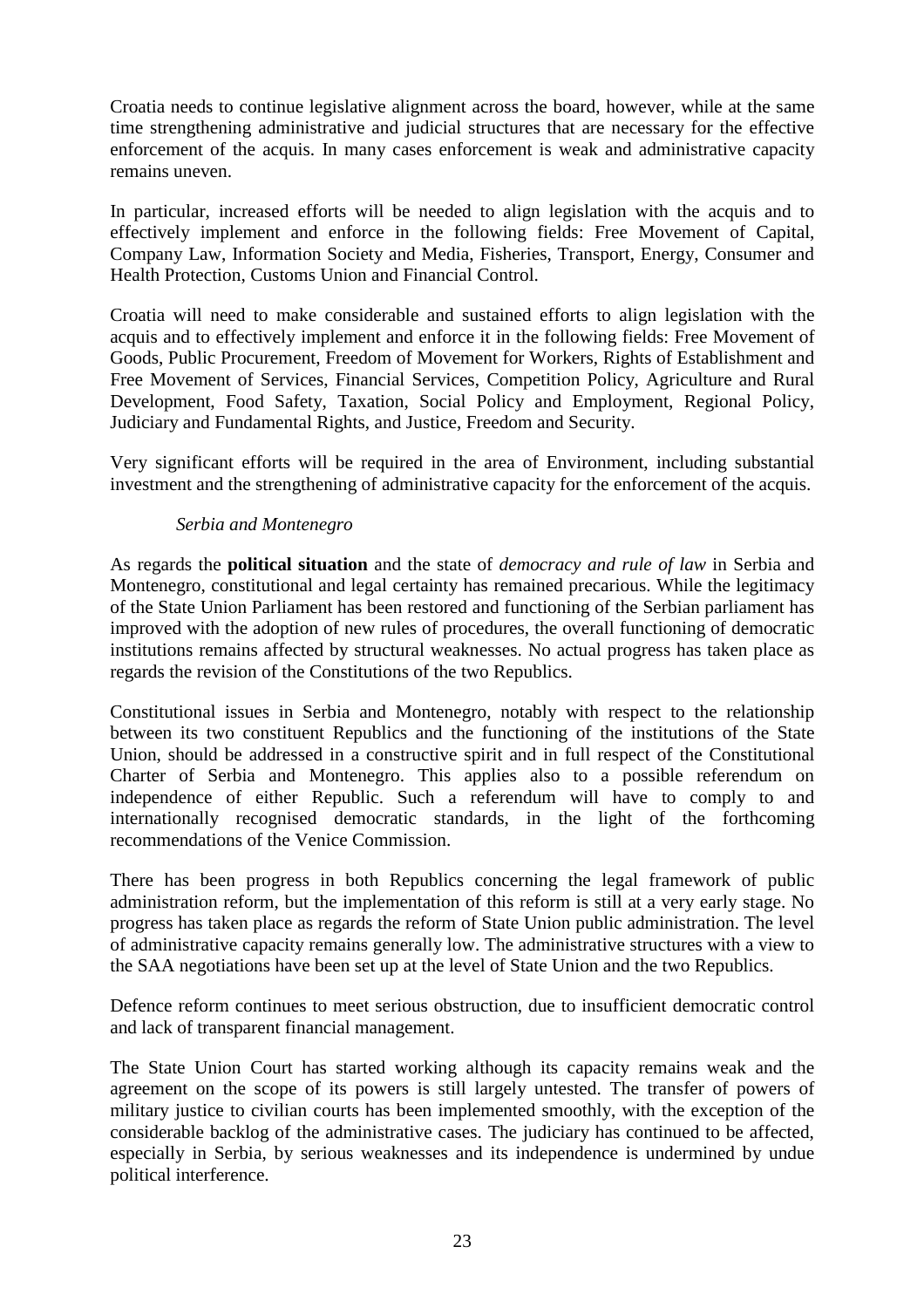Croatia needs to continue legislative alignment across the board, however, while at the same time strengthening administrative and judicial structures that are necessary for the effective enforcement of the acquis. In many cases enforcement is weak and administrative capacity remains uneven.

In particular, increased efforts will be needed to align legislation with the acquis and to effectively implement and enforce in the following fields: Free Movement of Capital, Company Law, Information Society and Media, Fisheries, Transport, Energy, Consumer and Health Protection, Customs Union and Financial Control.

Croatia will need to make considerable and sustained efforts to align legislation with the acquis and to effectively implement and enforce it in the following fields: Free Movement of Goods, Public Procurement, Freedom of Movement for Workers, Rights of Establishment and Free Movement of Services, Financial Services, Competition Policy, Agriculture and Rural Development, Food Safety, Taxation, Social Policy and Employment, Regional Policy, Judiciary and Fundamental Rights, and Justice, Freedom and Security.

Very significant efforts will be required in the area of Environment, including substantial investment and the strengthening of administrative capacity for the enforcement of the acquis.

*Serbia and Montenegro*

As regards the **political situation** and the state of *democracy and rule of law* in Serbia and Montenegro, constitutional and legal certainty has remained precarious. While the legitimacy of the State Union Parliament has been restored and functioning of the Serbian parliament has improved with the adoption of new rules of procedures, the overall functioning of democratic institutions remains affected by structural weaknesses. No actual progress has taken place as regards the revision of the Constitutions of the two Republics.

Constitutional issues in Serbia and Montenegro, notably with respect to the relationship between its two constituent Republics and the functioning of the institutions of the State Union, should be addressed in a constructive spirit and in full respect of the Constitutional Charter of Serbia and Montenegro. This applies also to a possible referendum on independence of either Republic. Such a referendum will have to comply to and internationally recognised democratic standards, in the light of the forthcoming recommendations of the Venice Commission.

There has been progress in both Republics concerning the legal framework of public administration reform, but the implementation of this reform is still at a very early stage. No progress has taken place as regards the reform of State Union public administration. The level of administrative capacity remains generally low. The administrative structures with a view to the SAA negotiations have been set up at the level of State Union and the two Republics.

Defence reform continues to meet serious obstruction, due to insufficient democratic control and lack of transparent financial management.

The State Union Court has started working although its capacity remains weak and the agreement on the scope of its powers is still largely untested. The transfer of powers of military justice to civilian courts has been implemented smoothly, with the exception of the considerable backlog of the administrative cases. The judiciary has continued to be affected, especially in Serbia, by serious weaknesses and its independence is undermined by undue political interference.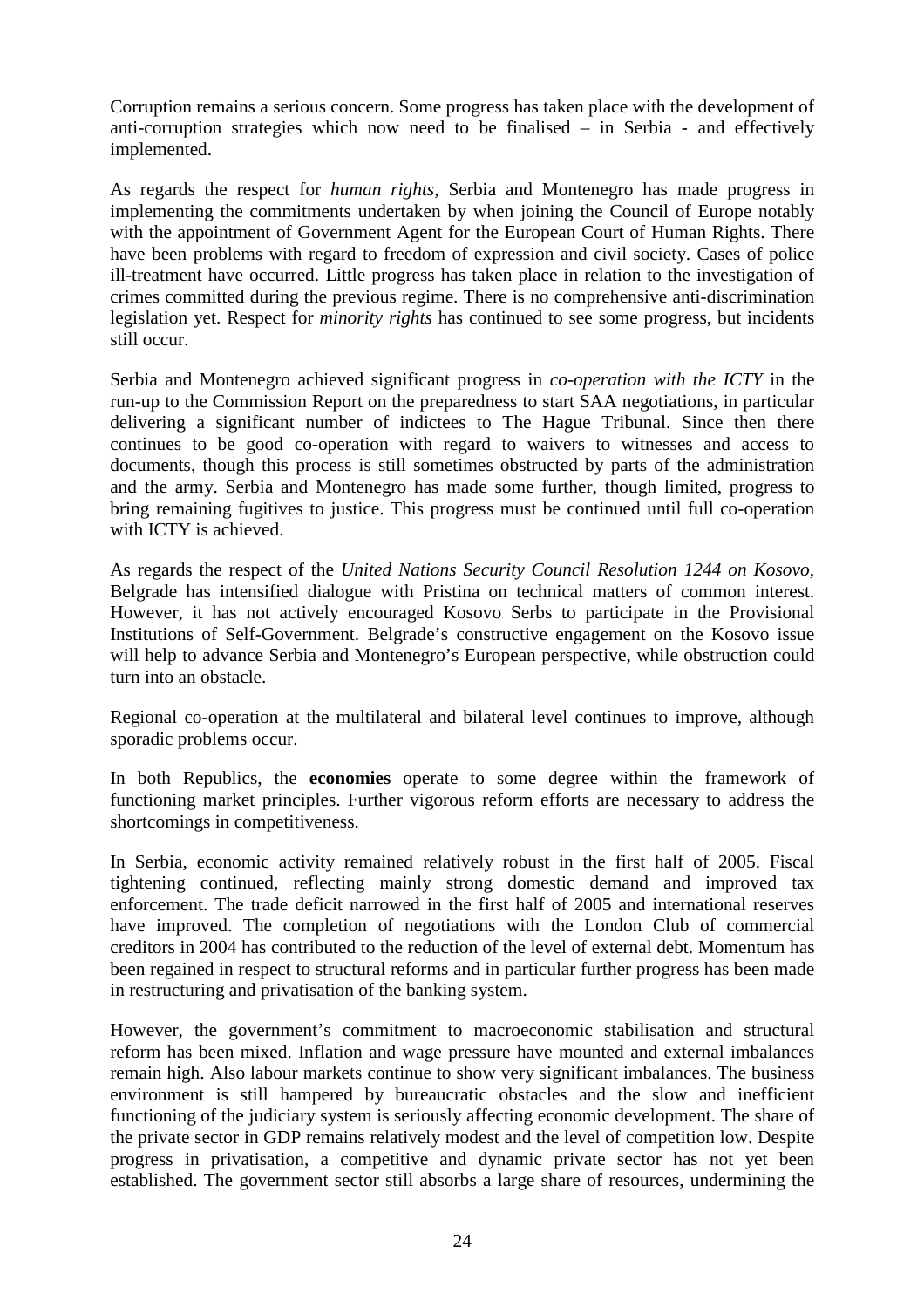Corruption remains a serious concern. Some progress has taken place with the development of anti-corruption strategies which now need to be finalised – in Serbia - and effectively implemented.

As regards the respect for *human rights*, Serbia and Montenegro has made progress in implementing the commitments undertaken by when joining the Council of Europe notably with the appointment of Government Agent for the European Court of Human Rights. There have been problems with regard to freedom of expression and civil society. Cases of police ill-treatment have occurred. Little progress has taken place in relation to the investigation of crimes committed during the previous regime. There is no comprehensive anti-discrimination legislation yet. Respect for *minority rights* has continued to see some progress, but incidents still occur.

Serbia and Montenegro achieved significant progress in *co-operation with the ICTY* in the run-up to the Commission Report on the preparedness to start SAA negotiations, in particular delivering a significant number of indictees to The Hague Tribunal. Since then there continues to be good co-operation with regard to waivers to witnesses and access to documents, though this process is still sometimes obstructed by parts of the administration and the army. Serbia and Montenegro has made some further, though limited, progress to bring remaining fugitives to justice. This progress must be continued until full co-operation with ICTY is achieved.

As regards the respect of the *United Nations Security Council Resolution 1244 on Kosovo*, Belgrade has intensified dialogue with Pristina on technical matters of common interest. However, it has not actively encouraged Kosovo Serbs to participate in the Provisional Institutions of Self-Government. Belgrade's constructive engagement on the Kosovo issue will help to advance Serbia and Montenegro's European perspective, while obstruction could turn into an obstacle.

Regional co-operation at the multilateral and bilateral level continues to improve, although sporadic problems occur.

In both Republics, the **economies** operate to some degree within the framework of functioning market principles. Further vigorous reform efforts are necessary to address the shortcomings in competitiveness.

In Serbia, economic activity remained relatively robust in the first half of 2005. Fiscal tightening continued, reflecting mainly strong domestic demand and improved tax enforcement. The trade deficit narrowed in the first half of 2005 and international reserves have improved. The completion of negotiations with the London Club of commercial creditors in 2004 has contributed to the reduction of the level of external debt. Momentum has been regained in respect to structural reforms and in particular further progress has been made in restructuring and privatisation of the banking system.

However, the government's commitment to macroeconomic stabilisation and structural reform has been mixed. Inflation and wage pressure have mounted and external imbalances remain high. Also labour markets continue to show very significant imbalances. The business environment is still hampered by bureaucratic obstacles and the slow and inefficient functioning of the judiciary system is seriously affecting economic development. The share of the private sector in GDP remains relatively modest and the level of competition low. Despite progress in privatisation, a competitive and dynamic private sector has not yet been established. The government sector still absorbs a large share of resources, undermining the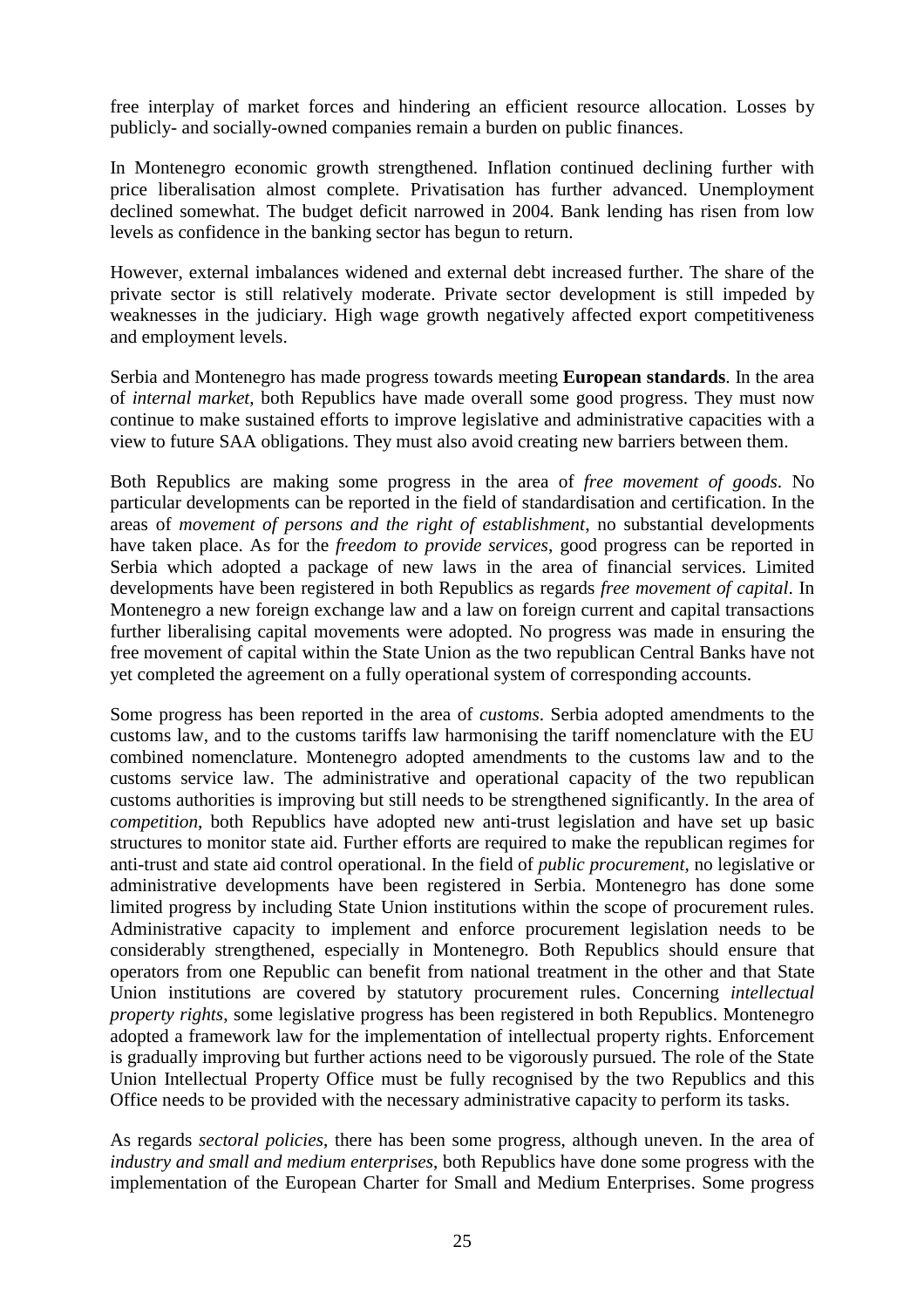free interplay of market forces and hindering an efficient resource allocation. Losses by publicly- and socially-owned companies remain a burden on public finances.

In Montenegro economic growth strengthened. Inflation continued declining further with price liberalisation almost complete. Privatisation has further advanced. Unemployment declined somewhat. The budget deficit narrowed in 2004. Bank lending has risen from low levels as confidence in the banking sector has begun to return.

However, external imbalances widened and external debt increased further. The share of the private sector is still relatively moderate. Private sector development is still impeded by weaknesses in the judiciary. High wage growth negatively affected export competitiveness and employment levels.

Serbia and Montenegro has made progress towards meeting **European standards**. In the area of *internal market*, both Republics have made overall some good progress. They must now continue to make sustained efforts to improve legislative and administrative capacities with a view to future SAA obligations. They must also avoid creating new barriers between them.

Both Republics are making some progress in the area of *free movement of goods*. No particular developments can be reported in the field of standardisation and certification. In the areas of *movement of persons and the right of establishment*, no substantial developments have taken place. As for the *freedom to provide services*, good progress can be reported in Serbia which adopted a package of new laws in the area of financial services. Limited developments have been registered in both Republics as regards *free movement of capital*. In Montenegro a new foreign exchange law and a law on foreign current and capital transactions further liberalising capital movements were adopted. No progress was made in ensuring the free movement of capital within the State Union as the two republican Central Banks have not yet completed the agreement on a fully operational system of corresponding accounts.

Some progress has been reported in the area of *customs*. Serbia adopted amendments to the customs law, and to the customs tariffs law harmonising the tariff nomenclature with the EU combined nomenclature. Montenegro adopted amendments to the customs law and to the customs service law. The administrative and operational capacity of the two republican customs authorities is improving but still needs to be strengthened significantly. In the area of *competition*, both Republics have adopted new anti-trust legislation and have set up basic structures to monitor state aid. Further efforts are required to make the republican regimes for anti-trust and state aid control operational. In the field of *public procurement*, no legislative or administrative developments have been registered in Serbia. Montenegro has done some limited progress by including State Union institutions within the scope of procurement rules. Administrative capacity to implement and enforce procurement legislation needs to be considerably strengthened, especially in Montenegro. Both Republics should ensure that operators from one Republic can benefit from national treatment in the other and that State Union institutions are covered by statutory procurement rules. Concerning *intellectual property rights*, some legislative progress has been registered in both Republics. Montenegro adopted a framework law for the implementation of intellectual property rights. Enforcement is gradually improving but further actions need to be vigorously pursued. The role of the State Union Intellectual Property Office must be fully recognised by the two Republics and this Office needs to be provided with the necessary administrative capacity to perform its tasks.

As regards *sectoral policies*, there has been some progress, although uneven. In the area of *industry and small and medium enterprises*, both Republics have done some progress with the implementation of the European Charter for Small and Medium Enterprises. Some progress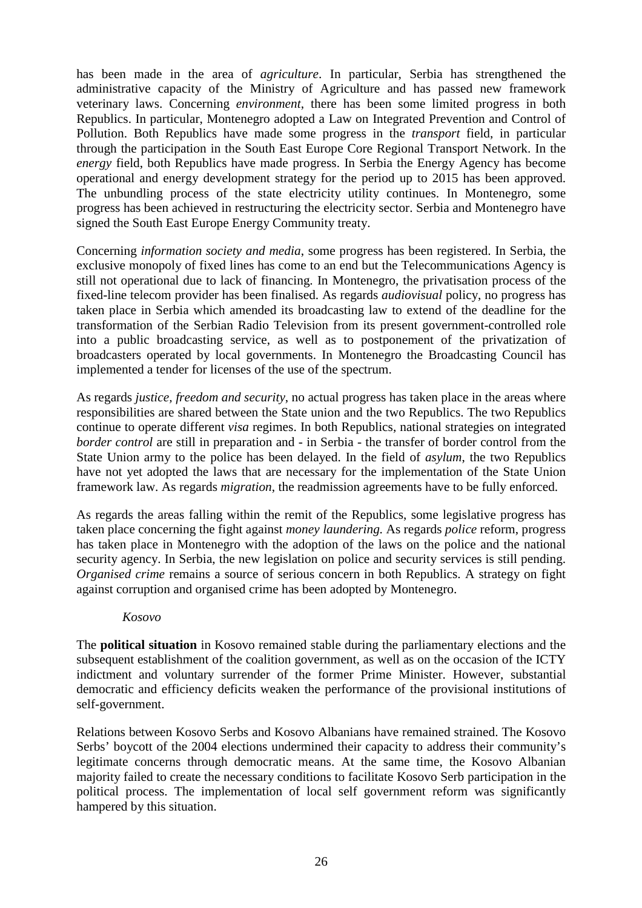has been made in the area of *agriculture*. In particular, Serbia has strengthened the administrative capacity of the Ministry of Agriculture and has passed new framework veterinary laws. Concerning *environment*, there has been some limited progress in both Republics. In particular, Montenegro adopted a Law on Integrated Prevention and Control of Pollution. Both Republics have made some progress in the *transport* field, in particular through the participation in the South East Europe Core Regional Transport Network. In the *energy* field, both Republics have made progress. In Serbia the Energy Agency has become operational and energy development strategy for the period up to 2015 has been approved. The unbundling process of the state electricity utility continues. In Montenegro, some progress has been achieved in restructuring the electricity sector. Serbia and Montenegro have signed the South East Europe Energy Community treaty.

Concerning *information society and media*, some progress has been registered. In Serbia, the exclusive monopoly of fixed lines has come to an end but the Telecommunications Agency is still not operational due to lack of financing. In Montenegro, the privatisation process of the fixed-line telecom provider has been finalised. As regards *audiovisual* policy, no progress has taken place in Serbia which amended its broadcasting law to extend of the deadline for the transformation of the Serbian Radio Television from its present government-controlled role into a public broadcasting service, as well as to postponement of the privatization of broadcasters operated by local governments. In Montenegro the Broadcasting Council has implemented a tender for licenses of the use of the spectrum.

As regards *justice, freedom and security*, no actual progress has taken place in the areas where responsibilities are shared between the State union and the two Republics. The two Republics continue to operate different *visa* regimes. In both Republics, national strategies on integrated *border control* are still in preparation and - in Serbia - the transfer of border control from the State Union army to the police has been delayed. In the field of *asylum*, the two Republics have not yet adopted the laws that are necessary for the implementation of the State Union framework law. As regards *migration*, the readmission agreements have to be fully enforced.

As regards the areas falling within the remit of the Republics, some legislative progress has taken place concerning the fight against *money laundering.* As regards *police* reform, progress has taken place in Montenegro with the adoption of the laws on the police and the national security agency. In Serbia, the new legislation on police and security services is still pending. *Organised crime* remains a source of serious concern in both Republics. A strategy on fight against corruption and organised crime has been adopted by Montenegro.

*Kosovo*

The **political situation** in Kosovo remained stable during the parliamentary elections and the subsequent establishment of the coalition government, as well as on the occasion of the ICTY indictment and voluntary surrender of the former Prime Minister. However, substantial democratic and efficiency deficits weaken the performance of the provisional institutions of self-government.

Relations between Kosovo Serbs and Kosovo Albanians have remained strained. The Kosovo Serbs' boycott of the 2004 elections undermined their capacity to address their community's legitimate concerns through democratic means. At the same time, the Kosovo Albanian majority failed to create the necessary conditions to facilitate Kosovo Serb participation in the political process. The implementation of local self government reform was significantly hampered by this situation.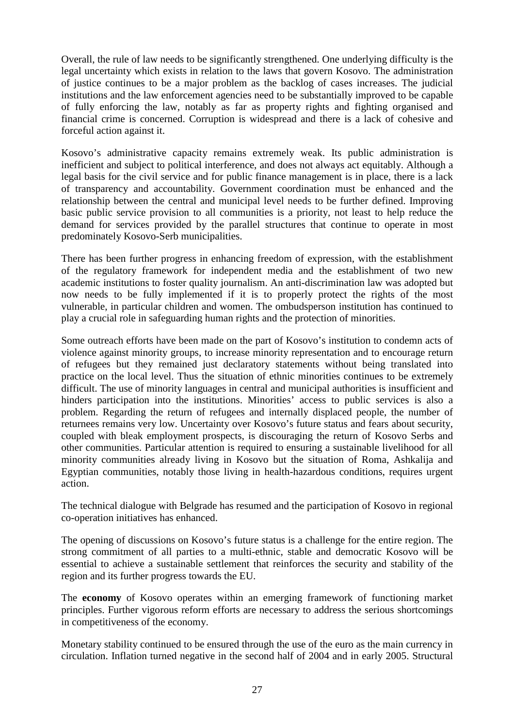Overall, the rule of law needs to be significantly strengthened. One underlying difficulty is the legal uncertainty which exists in relation to the laws that govern Kosovo. The administration of justice continues to be a major problem as the backlog of cases increases. The judicial institutions and the law enforcement agencies need to be substantially improved to be capable of fully enforcing the law, notably as far as property rights and fighting organised and financial crime is concerned. Corruption is widespread and there is a lack of cohesive and forceful action against it.

Kosovo's administrative capacity remains extremely weak. Its public administration is inefficient and subject to political interference, and does not always act equitably. Although a legal basis for the civil service and for public finance management is in place, there is a lack of transparency and accountability. Government coordination must be enhanced and the relationship between the central and municipal level needs to be further defined. Improving basic public service provision to all communities is a priority, not least to help reduce the demand for services provided by the parallel structures that continue to operate in most predominately Kosovo-Serb municipalities.

There has been further progress in enhancing freedom of expression, with the establishment of the regulatory framework for independent media and the establishment of two new academic institutions to foster quality journalism. An anti-discrimination law was adopted but now needs to be fully implemented if it is to properly protect the rights of the most vulnerable, in particular children and women. The ombudsperson institution has continued to play a crucial role in safeguarding human rights and the protection of minorities.

Some outreach efforts have been made on the part of Kosovo's institution to condemn acts of violence against minority groups, to increase minority representation and to encourage return of refugees but they remained just declaratory statements without being translated into practice on the local level. Thus the situation of ethnic minorities continues to be extremely difficult. The use of minority languages in central and municipal authorities is insufficient and hinders participation into the institutions. Minorities' access to public services is also a problem. Regarding the return of refugees and internally displaced people, the number of returnees remains very low. Uncertainty over Kosovo's future status and fears about security, coupled with bleak employment prospects, is discouraging the return of Kosovo Serbs and other communities. Particular attention is required to ensuring a sustainable livelihood for all minority communities already living in Kosovo but the situation of Roma, Ashkalija and Egyptian communities, notably those living in health-hazardous conditions, requires urgent action.

The technical dialogue with Belgrade has resumed and the participation of Kosovo in regional co-operation initiatives has enhanced.

The opening of discussions on Kosovo's future status is a challenge for the entire region. The strong commitment of all parties to a multi-ethnic, stable and democratic Kosovo will be essential to achieve a sustainable settlement that reinforces the security and stability of the region and its further progress towards the EU.

The **economy** of Kosovo operates within an emerging framework of functioning market principles. Further vigorous reform efforts are necessary to address the serious shortcomings in competitiveness of the economy.

Monetary stability continued to be ensured through the use of the euro as the main currency in circulation. Inflation turned negative in the second half of 2004 and in early 2005. Structural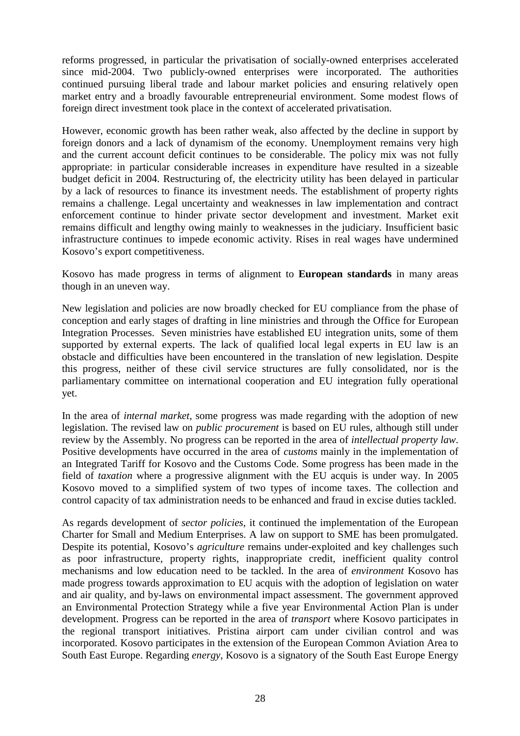reforms progressed, in particular the privatisation of socially-owned enterprises accelerated since mid-2004. Two publicly-owned enterprises were incorporated. The authorities continued pursuing liberal trade and labour market policies and ensuring relatively open market entry and a broadly favourable entrepreneurial environment. Some modest flows of foreign direct investment took place in the context of accelerated privatisation.

However, economic growth has been rather weak, also affected by the decline in support by foreign donors and a lack of dynamism of the economy. Unemployment remains very high and the current account deficit continues to be considerable. The policy mix was not fully appropriate: in particular considerable increases in expenditure have resulted in a sizeable budget deficit in 2004. Restructuring of, the electricity utility has been delayed in particular by a lack of resources to finance its investment needs. The establishment of property rights remains a challenge. Legal uncertainty and weaknesses in law implementation and contract enforcement continue to hinder private sector development and investment. Market exit remains difficult and lengthy owing mainly to weaknesses in the judiciary. Insufficient basic infrastructure continues to impede economic activity. Rises in real wages have undermined Kosovo's export competitiveness.

Kosovo has made progress in terms of alignment to **European standards** in many areas though in an uneven way.

New legislation and policies are now broadly checked for EU compliance from the phase of conception and early stages of drafting in line ministries and through the Office for European Integration Processes. Seven ministries have established EU integration units, some of them supported by external experts. The lack of qualified local legal experts in EU law is an obstacle and difficulties have been encountered in the translation of new legislation. Despite this progress, neither of these civil service structures are fully consolidated, nor is the parliamentary committee on international cooperation and EU integration fully operational yet.

In the area of *internal market*, some progress was made regarding with the adoption of new legislation. The revised law on *public procurement* is based on EU rules, although still under review by the Assembly. No progress can be reported in the area of *intellectual property law*. Positive developments have occurred in the area of *customs* mainly in the implementation of an Integrated Tariff for Kosovo and the Customs Code. Some progress has been made in the field of *taxation* where a progressive alignment with the EU acquis is under way. In 2005 Kosovo moved to a simplified system of two types of income taxes. The collection and control capacity of tax administration needs to be enhanced and fraud in excise duties tackled.

As regards development of *sector policies*, it continued the implementation of the European Charter for Small and Medium Enterprises. A law on support to SME has been promulgated. Despite its potential, Kosovo's *agriculture* remains under-exploited and key challenges such as poor infrastructure, property rights, inappropriate credit, inefficient quality control mechanisms and low education need to be tackled. In the area of *environment* Kosovo has made progress towards approximation to EU acquis with the adoption of legislation on water and air quality, and by-laws on environmental impact assessment. The government approved an Environmental Protection Strategy while a five year Environmental Action Plan is under development. Progress can be reported in the area of *transport* where Kosovo participates in the regional transport initiatives. Pristina airport cam under civilian control and was incorporated. Kosovo participates in the extension of the European Common Aviation Area to South East Europe. Regarding *energy*, Kosovo is a signatory of the South East Europe Energy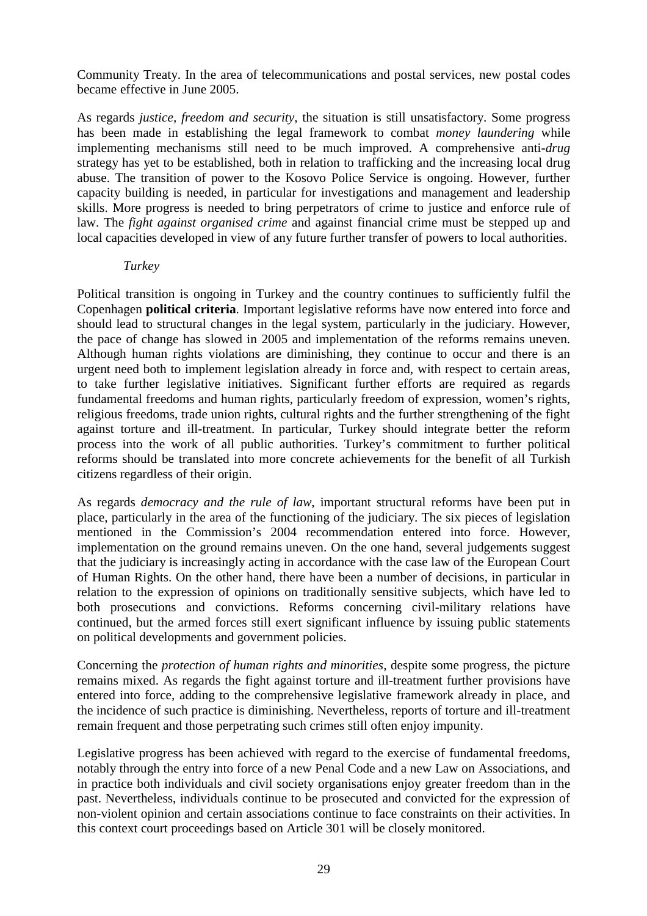Community Treaty. In the area of telecommunications and postal services, new postal codes became effective in June 2005.

As regards *justice, freedom and security*, the situation is still unsatisfactory. Some progress has been made in establishing the legal framework to combat *money laundering* while implementing mechanisms still need to be much improved. A comprehensive anti-*drug* strategy has yet to be established, both in relation to trafficking and the increasing local drug abuse. The transition of power to the Kosovo Police Service is ongoing. However, further capacity building is needed, in particular for investigations and management and leadership skills. More progress is needed to bring perpetrators of crime to justice and enforce rule of law. The *fight against organised crime* and against financial crime must be stepped up and local capacities developed in view of any future further transfer of powers to local authorities.

*Turkey*

Political transition is ongoing in Turkey and the country continues to sufficiently fulfil the Copenhagen **political criteria**. Important legislative reforms have now entered into force and should lead to structural changes in the legal system, particularly in the judiciary. However, the pace of change has slowed in 2005 and implementation of the reforms remains uneven. Although human rights violations are diminishing, they continue to occur and there is an urgent need both to implement legislation already in force and, with respect to certain areas, to take further legislative initiatives. Significant further efforts are required as regards fundamental freedoms and human rights, particularly freedom of expression, women's rights, religious freedoms, trade union rights, cultural rights and the further strengthening of the fight against torture and ill-treatment. In particular, Turkey should integrate better the reform process into the work of all public authorities. Turkey's commitment to further political reforms should be translated into more concrete achievements for the benefit of all Turkish citizens regardless of their origin.

As regards *democracy and the rule of law*, important structural reforms have been put in place, particularly in the area of the functioning of the judiciary. The six pieces of legislation mentioned in the Commission's 2004 recommendation entered into force. However, implementation on the ground remains uneven. On the one hand, several judgements suggest that the judiciary is increasingly acting in accordance with the case law of the European Court of Human Rights. On the other hand, there have been a number of decisions, in particular in relation to the expression of opinions on traditionally sensitive subjects, which have led to both prosecutions and convictions. Reforms concerning civil-military relations have continued, but the armed forces still exert significant influence by issuing public statements on political developments and government policies.

Concerning the *protection of human rights and minorities*, despite some progress, the picture remains mixed. As regards the fight against torture and ill-treatment further provisions have entered into force, adding to the comprehensive legislative framework already in place, and the incidence of such practice is diminishing. Nevertheless, reports of torture and ill-treatment remain frequent and those perpetrating such crimes still often enjoy impunity.

Legislative progress has been achieved with regard to the exercise of fundamental freedoms, notably through the entry into force of a new Penal Code and a new Law on Associations, and in practice both individuals and civil society organisations enjoy greater freedom than in the past. Nevertheless, individuals continue to be prosecuted and convicted for the expression of non-violent opinion and certain associations continue to face constraints on their activities. In this context court proceedings based on Article 301 will be closely monitored.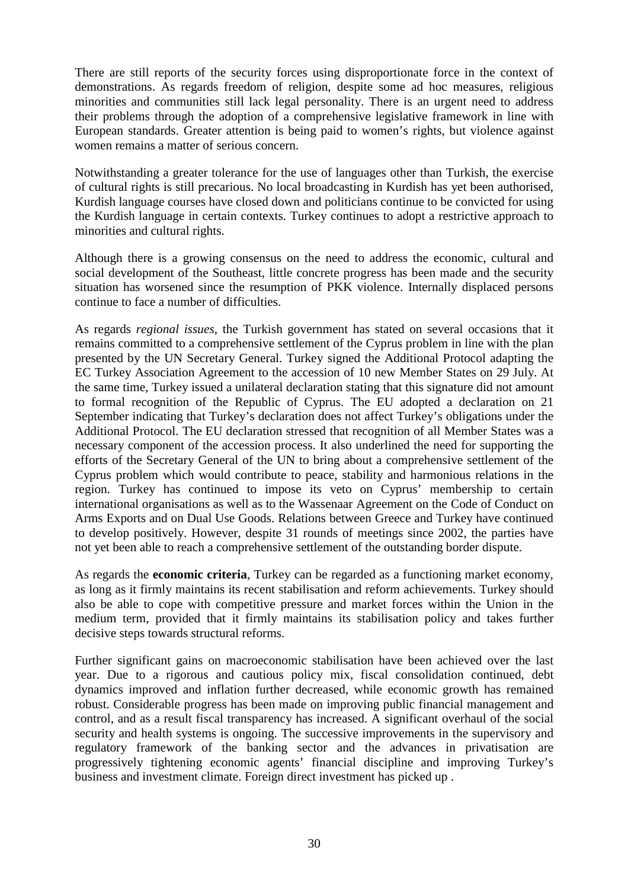There are still reports of the security forces using disproportionate force in the context of demonstrations. As regards freedom of religion, despite some ad hoc measures, religious minorities and communities still lack legal personality. There is an urgent need to address their problems through the adoption of a comprehensive legislative framework in line with European standards. Greater attention is being paid to women's rights, but violence against women remains a matter of serious concern.

Notwithstanding a greater tolerance for the use of languages other than Turkish, the exercise of cultural rights is still precarious. No local broadcasting in Kurdish has yet been authorised, Kurdish language courses have closed down and politicians continue to be convicted for using the Kurdish language in certain contexts. Turkey continues to adopt a restrictive approach to minorities and cultural rights.

Although there is a growing consensus on the need to address the economic, cultural and social development of the Southeast, little concrete progress has been made and the security situation has worsened since the resumption of PKK violence. Internally displaced persons continue to face a number of difficulties.

As regards *regional issues*, the Turkish government has stated on several occasions that it remains committed to a comprehensive settlement of the Cyprus problem in line with the plan presented by the UN Secretary General. Turkey signed the Additional Protocol adapting the EC Turkey Association Agreement to the accession of 10 new Member States on 29 July. At the same time, Turkey issued a unilateral declaration stating that this signature did not amount to formal recognition of the Republic of Cyprus. The EU adopted a declaration on 21 September indicating that Turkey's declaration does not affect Turkey's obligations under the Additional Protocol. The EU declaration stressed that recognition of all Member States was a necessary component of the accession process. It also underlined the need for supporting the efforts of the Secretary General of the UN to bring about a comprehensive settlement of the Cyprus problem which would contribute to peace, stability and harmonious relations in the region. Turkey has continued to impose its veto on Cyprus' membership to certain international organisations as well as to the Wassenaar Agreement on the Code of Conduct on Arms Exports and on Dual Use Goods. Relations between Greece and Turkey have continued to develop positively. However, despite 31 rounds of meetings since 2002, the parties have not yet been able to reach a comprehensive settlement of the outstanding border dispute.

As regards the **economic criteria**, Turkey can be regarded as a functioning market economy, as long as it firmly maintains its recent stabilisation and reform achievements. Turkey should also be able to cope with competitive pressure and market forces within the Union in the medium term, provided that it firmly maintains its stabilisation policy and takes further decisive steps towards structural reforms.

Further significant gains on macroeconomic stabilisation have been achieved over the last year. Due to a rigorous and cautious policy mix, fiscal consolidation continued, debt dynamics improved and inflation further decreased, while economic growth has remained robust. Considerable progress has been made on improving public financial management and control, and as a result fiscal transparency has increased. A significant overhaul of the social security and health systems is ongoing. The successive improvements in the supervisory and regulatory framework of the banking sector and the advances in privatisation are progressively tightening economic agents' financial discipline and improving Turkey's business and investment climate. Foreign direct investment has picked up .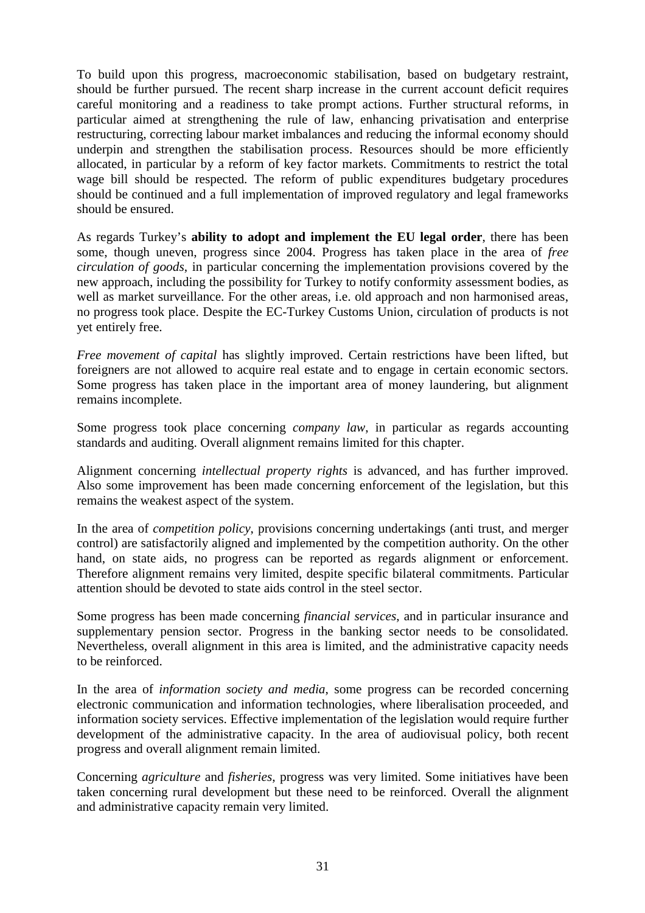To build upon this progress, macroeconomic stabilisation, based on budgetary restraint, should be further pursued. The recent sharp increase in the current account deficit requires careful monitoring and a readiness to take prompt actions. Further structural reforms, in particular aimed at strengthening the rule of law, enhancing privatisation and enterprise restructuring, correcting labour market imbalances and reducing the informal economy should underpin and strengthen the stabilisation process. Resources should be more efficiently allocated, in particular by a reform of key factor markets. Commitments to restrict the total wage bill should be respected. The reform of public expenditures budgetary procedures should be continued and a full implementation of improved regulatory and legal frameworks should be ensured.

As regards Turkey's **ability to adopt and implement the EU legal order**, there has been some, though uneven, progress since 2004. Progress has taken place in the area of *free circulation of goods*, in particular concerning the implementation provisions covered by the new approach, including the possibility for Turkey to notify conformity assessment bodies, as well as market surveillance. For the other areas, i.e. old approach and non harmonised areas, no progress took place. Despite the EC-Turkey Customs Union, circulation of products is not yet entirely free.

*Free movement of capital* has slightly improved. Certain restrictions have been lifted, but foreigners are not allowed to acquire real estate and to engage in certain economic sectors. Some progress has taken place in the important area of money laundering, but alignment remains incomplete.

Some progress took place concerning *company law*, in particular as regards accounting standards and auditing. Overall alignment remains limited for this chapter.

Alignment concerning *intellectual property rights* is advanced, and has further improved. Also some improvement has been made concerning enforcement of the legislation, but this remains the weakest aspect of the system.

In the area of *competition policy*, provisions concerning undertakings (anti trust, and merger control) are satisfactorily aligned and implemented by the competition authority. On the other hand, on state aids, no progress can be reported as regards alignment or enforcement. Therefore alignment remains very limited, despite specific bilateral commitments. Particular attention should be devoted to state aids control in the steel sector.

Some progress has been made concerning *financial services*, and in particular insurance and supplementary pension sector. Progress in the banking sector needs to be consolidated. Nevertheless, overall alignment in this area is limited, and the administrative capacity needs to be reinforced.

In the area of *information society and media*, some progress can be recorded concerning electronic communication and information technologies, where liberalisation proceeded, and information society services. Effective implementation of the legislation would require further development of the administrative capacity. In the area of audiovisual policy, both recent progress and overall alignment remain limited.

Concerning *agriculture* and *fisheries*, progress was very limited. Some initiatives have been taken concerning rural development but these need to be reinforced. Overall the alignment and administrative capacity remain very limited.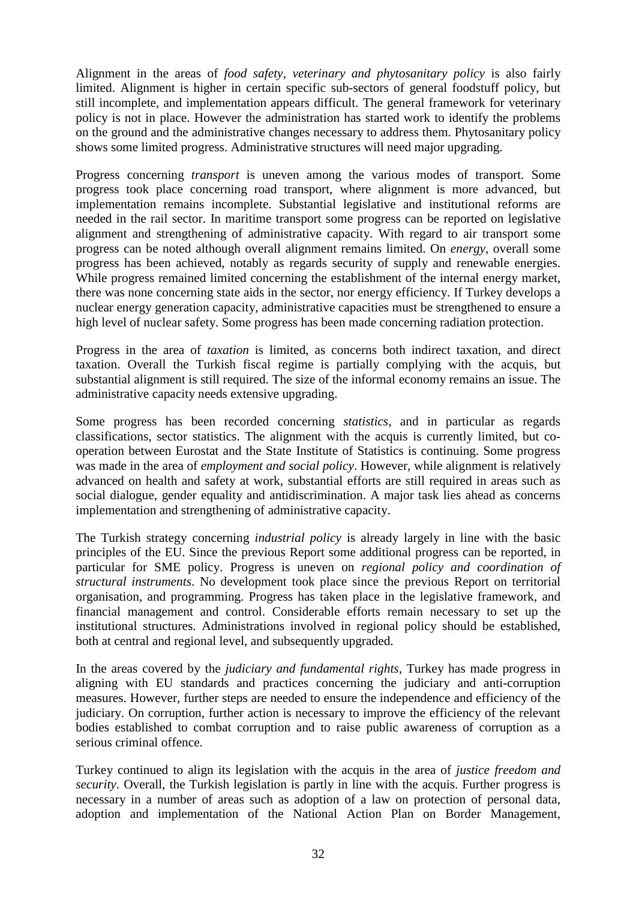Alignment in the areas of *food safety, veterinary and phytosanitary policy* is also fairly limited. Alignment is higher in certain specific sub-sectors of general foodstuff policy, but still incomplete, and implementation appears difficult. The general framework for veterinary policy is not in place. However the administration has started work to identify the problems on the ground and the administrative changes necessary to address them. Phytosanitary policy shows some limited progress. Administrative structures will need major upgrading.

Progress concerning *transport* is uneven among the various modes of transport. Some progress took place concerning road transport, where alignment is more advanced, but implementation remains incomplete. Substantial legislative and institutional reforms are needed in the rail sector. In maritime transport some progress can be reported on legislative alignment and strengthening of administrative capacity. With regard to air transport some progress can be noted although overall alignment remains limited. On *energy*, overall some progress has been achieved, notably as regards security of supply and renewable energies. While progress remained limited concerning the establishment of the internal energy market, there was none concerning state aids in the sector, nor energy efficiency. If Turkey develops a nuclear energy generation capacity, administrative capacities must be strengthened to ensure a high level of nuclear safety. Some progress has been made concerning radiation protection.

Progress in the area of *taxation* is limited, as concerns both indirect taxation, and direct taxation. Overall the Turkish fiscal regime is partially complying with the acquis, but substantial alignment is still required. The size of the informal economy remains an issue. The administrative capacity needs extensive upgrading.

Some progress has been recorded concerning *statistics*, and in particular as regards classifications, sector statistics. The alignment with the acquis is currently limited, but co-operation between Eurostat and the State Institute of Statistics is continuing. Some progress was made in the area of *employment and social policy*. However, while alignment is relatively advanced on health and safety at work, substantial efforts are still required in areas such as social dialogue, gender equality and antidiscrimination. A major task lies ahead as concerns implementation and strengthening of administrative capacity.

The Turkish strategy concerning *industrial policy* is already largely in line with the basic principles of the EU. Since the previous Report some additional progress can be reported, in particular for SME policy. Progress is uneven on *regional policy and coordination of structural instruments*. No development took place since the previous Report on territorial organisation, and programming. Progress has taken place in the legislative framework, and financial management and control. Considerable efforts remain necessary to set up the institutional structures. Administrations involved in regional policy should be established, both at central and regional level, and subsequently upgraded.

In the areas covered by the *judiciary and fundamental rights*, Turkey has made progress in aligning with EU standards and practices concerning the judiciary and anti-corruption measures. However, further steps are needed to ensure the independence and efficiency of the judiciary. On corruption, further action is necessary to improve the efficiency of the relevant bodies established to combat corruption and to raise public awareness of corruption as a serious criminal offence.

Turkey continued to align its legislation with the acquis in the area of *justice freedom and security*. Overall, the Turkish legislation is partly in line with the acquis. Further progress is necessary in a number of areas such as adoption of a law on protection of personal data, adoption and implementation of the National Action Plan on Border Management,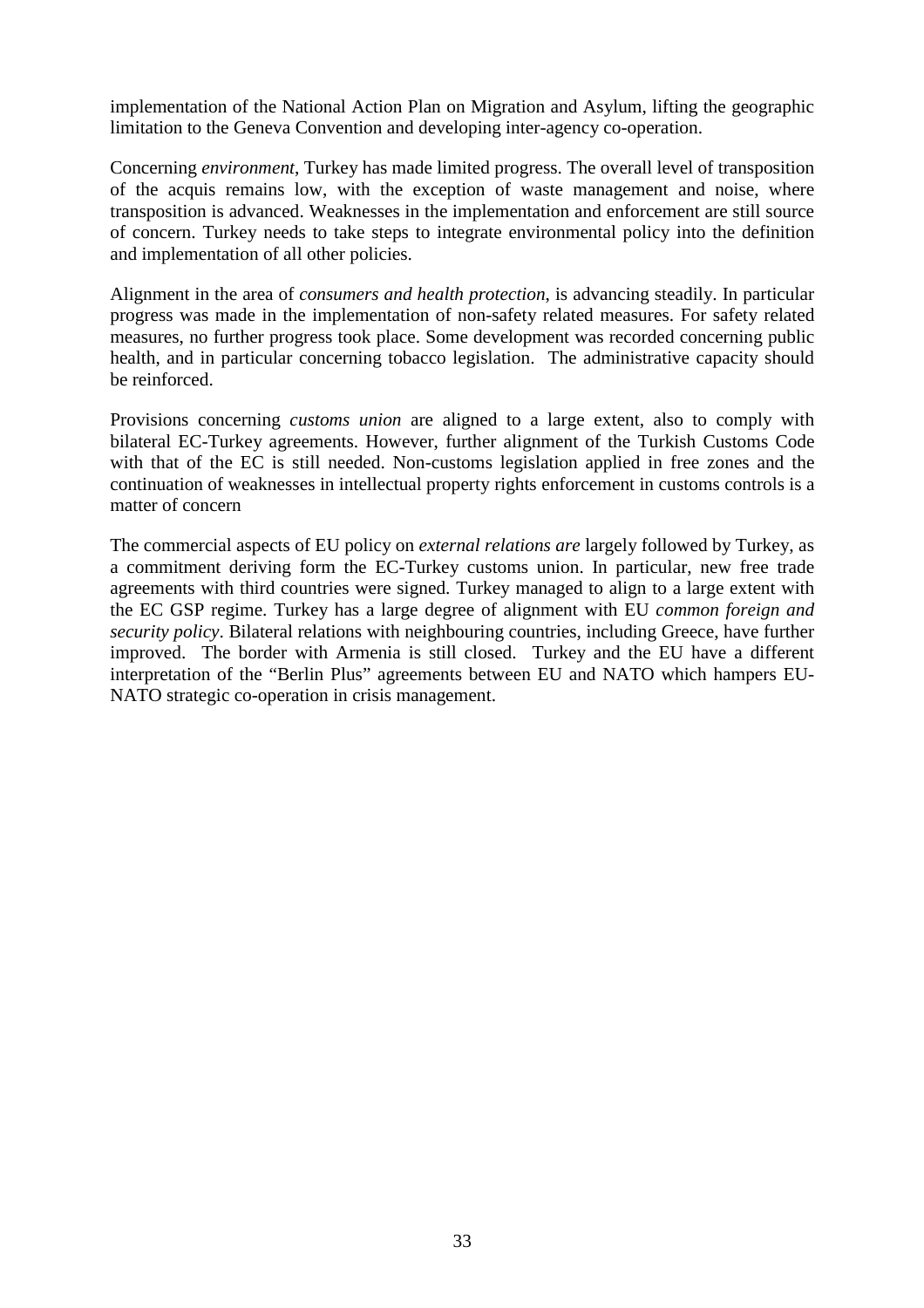implementation of the National Action Plan on Migration and Asylum, lifting the geographic limitation to the Geneva Convention and developing inter-agency co-operation.

Concerning *environment*, Turkey has made limited progress. The overall level of transposition of the acquis remains low, with the exception of waste management and noise, where transposition is advanced. Weaknesses in the implementation and enforcement are still source of concern. Turkey needs to take steps to integrate environmental policy into the definition and implementation of all other policies.

Alignment in the area of *consumers and health protection*, is advancing steadily. In particular progress was made in the implementation of non-safety related measures. For safety related measures, no further progress took place. Some development was recorded concerning public health, and in particular concerning tobacco legislation. The administrative capacity should be reinforced.

Provisions concerning *customs union* are aligned to a large extent, also to comply with bilateral EC-Turkey agreements. However, further alignment of the Turkish Customs Code with that of the EC is still needed. Non-customs legislation applied in free zones and the continuation of weaknesses in intellectual property rights enforcement in customs controls is a matter of concern

The commercial aspects of EU policy on *external relations are* largely followed by Turkey, as a commitment deriving form the EC-Turkey customs union. In particular, new free trade agreements with third countries were signed. Turkey managed to align to a large extent with the EC GSP regime. Turkey has a large degree of alignment with EU *common foreign and security policy*. Bilateral relations with neighbouring countries, including Greece, have further improved. The border with Armenia is still closed. Turkey and the EU have a different interpretation of the "Berlin Plus" agreements between EU and NATO which hampers EU-NATO strategic co-operation in crisis management.